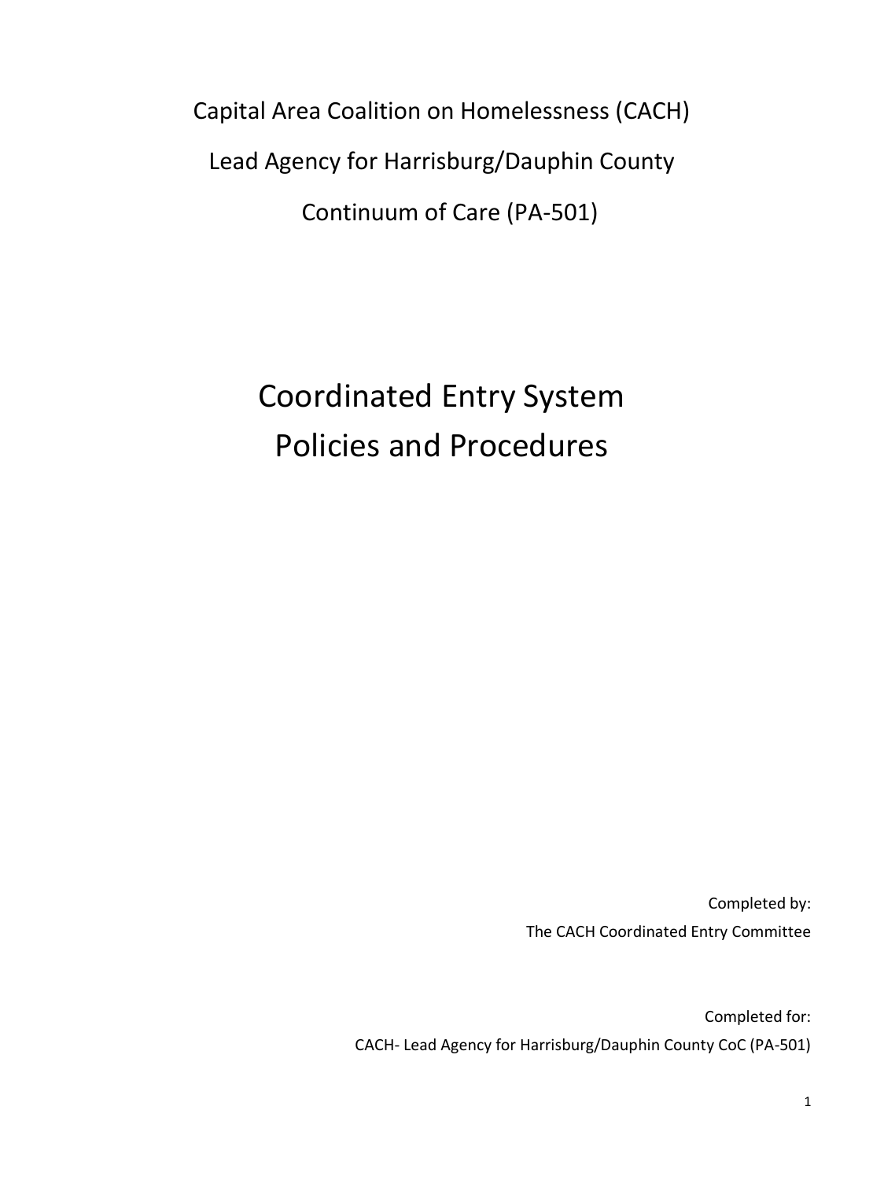Capital Area Coalition on Homelessness (CACH)

Lead Agency for Harrisburg/Dauphin County

Continuum of Care (PA-501)

# Coordinated Entry System Policies and Procedures

Completed by:
The CACH Coordinated Entry Committee

Completed for:
CACH- Lead Agency for Harrisburg/Dauphin County CoC (PA-501)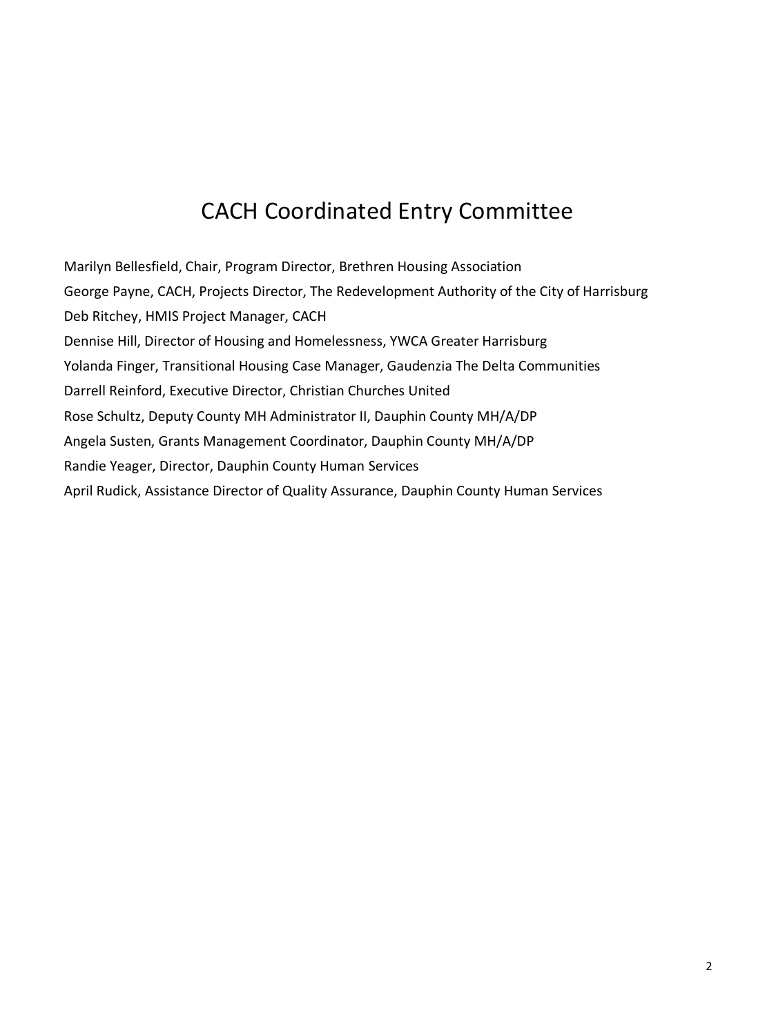# CACH Coordinated Entry Committee

Marilyn Bellesfield, Chair, Program Director, Brethren Housing Association
George Payne, CACH, Projects Director, The Redevelopment Authority of the City of Harrisburg
Deb Ritchey, HMIS Project Manager, CACH
Dennise Hill, Director of Housing and Homelessness, YWCA Greater Harrisburg
Yolanda Finger, Transitional Housing Case Manager, Gaudenzia The Delta Communities
Darrell Reinford, Executive Director, Christian Churches United
Rose Schultz, Deputy County MH Administrator II, Dauphin County MH/A/DP
Angela Susten, Grants Management Coordinator, Dauphin County MH/A/DP
Randie Yeager, Director, Dauphin County Human Services
April Rudick, Assistance Director of Quality Assurance, Dauphin County Human Services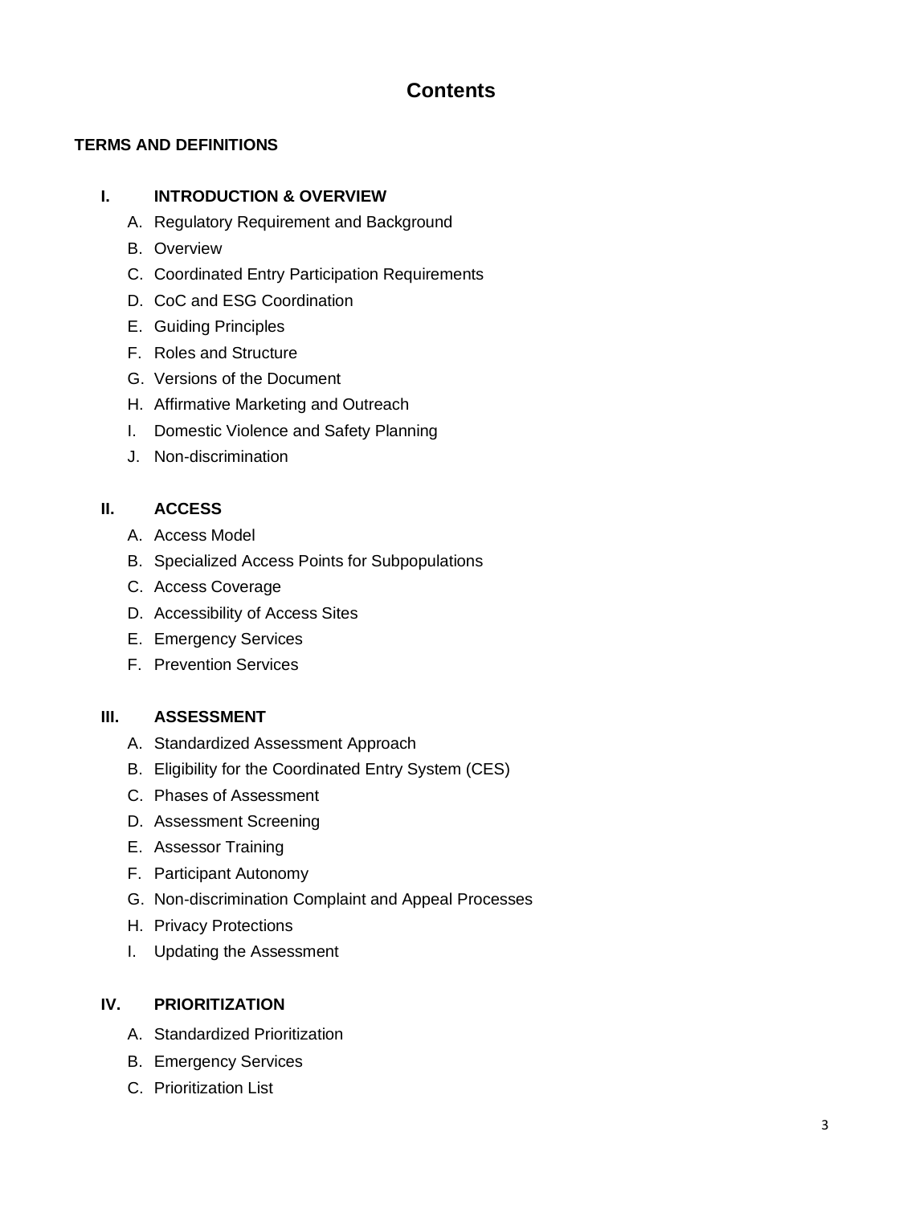# Contents

**TERMS AND DEFINITIONS**

**I. INTRODUCTION & OVERVIEW**

A. Regulatory Requirement and Background
B. Overview
C. Coordinated Entry Participation Requirements
D. CoC and ESG Coordination
E. Guiding Principles
F. Roles and Structure
G. Versions of the Document
H. Affirmative Marketing and Outreach
I. Domestic Violence and Safety Planning
J. Non-discrimination

**II. ACCESS**

A. Access Model
B. Specialized Access Points for Subpopulations
C. Access Coverage
D. Accessibility of Access Sites
E. Emergency Services
F. Prevention Services

**III. ASSESSMENT**

A. Standardized Assessment Approach
B. Eligibility for the Coordinated Entry System (CES)
C. Phases of Assessment
D. Assessment Screening
E. Assessor Training
F. Participant Autonomy
G. Non-discrimination Complaint and Appeal Processes
H. Privacy Protections
I. Updating the Assessment

**IV. PRIORITIZATION**

A. Standardized Prioritization
B. Emergency Services
C. Prioritization List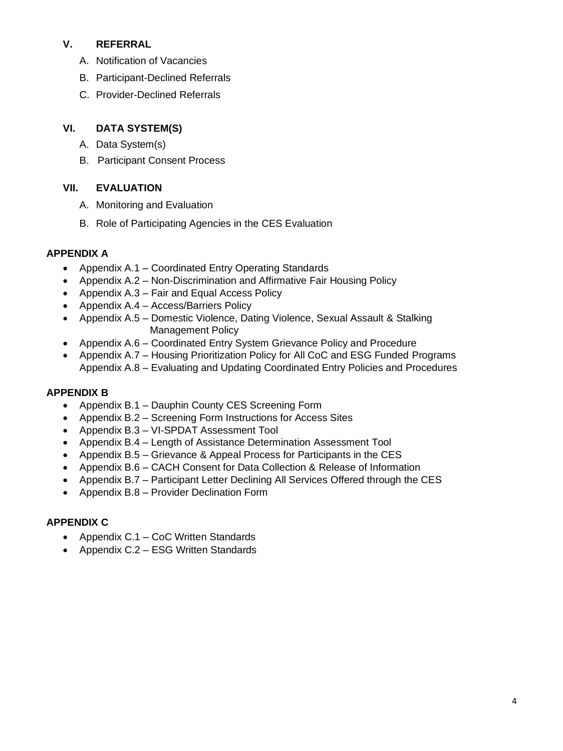## V. REFERRAL

A. Notification of Vacancies

B. Participant-Declined Referrals

C. Provider-Declined Referrals

## VI. DATA SYSTEM(S)

A. Data System(s)

B. Participant Consent Process

## VII. EVALUATION

A. Monitoring and Evaluation

B. Role of Participating Agencies in the CES Evaluation

**APPENDIX A**

- Appendix A.1 – Coordinated Entry Operating Standards
- Appendix A.2 – Non-Discrimination and Affirmative Fair Housing Policy
- Appendix A.3 – Fair and Equal Access Policy
- Appendix A.4 – Access/Barriers Policy
- Appendix A.5 – Domestic Violence, Dating Violence, Sexual Assault & Stalking Management Policy
- Appendix A.6 – Coordinated Entry System Grievance Policy and Procedure
- Appendix A.7 – Housing Prioritization Policy for All CoC and ESG Funded Programs
  Appendix A.8 – Evaluating and Updating Coordinated Entry Policies and Procedures

**APPENDIX B**

- Appendix B.1 – Dauphin County CES Screening Form
- Appendix B.2 – Screening Form Instructions for Access Sites
- Appendix B.3 – VI-SPDAT Assessment Tool
- Appendix B.4 – Length of Assistance Determination Assessment Tool
- Appendix B.5 – Grievance & Appeal Process for Participants in the CES
- Appendix B.6 – CACH Consent for Data Collection & Release of Information
- Appendix B.7 – Participant Letter Declining All Services Offered through the CES
- Appendix B.8 – Provider Declination Form

**APPENDIX C**

- Appendix C.1 – CoC Written Standards
- Appendix C.2 – ESG Written Standards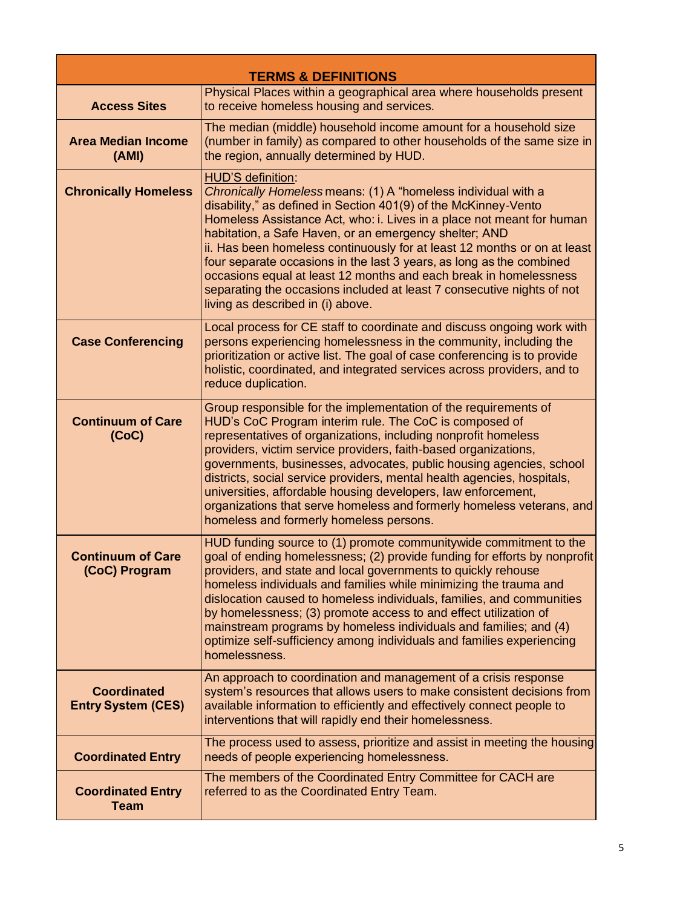| TERMS & DEFINITIONS | |
|---|---|
| **Access Sites** | Physical Places within a geographical area where households present to receive homeless housing and services. |
| **Area Median Income (AMI)** | The median (middle) household income amount for a household size (number in family) as compared to other households of the same size in the region, annually determined by HUD. |
| **Chronically Homeless** | HUD'S definition: *Chronically Homeless* means: (1) A "homeless individual with a disability," as defined in Section 401(9) of the McKinney-Vento Homeless Assistance Act, who: i. Lives in a place not meant for human habitation, a Safe Haven, or an emergency shelter; AND ii. Has been homeless continuously for at least 12 months or on at least four separate occasions in the last 3 years, as long as the combined occasions equal at least 12 months and each break in homelessness separating the occasions included at least 7 consecutive nights of not living as described in (i) above. |
| **Case Conferencing** | Local process for CE staff to coordinate and discuss ongoing work with persons experiencing homelessness in the community, including the prioritization or active list. The goal of case conferencing is to provide holistic, coordinated, and integrated services across providers, and to reduce duplication. |
| **Continuum of Care (CoC)** | Group responsible for the implementation of the requirements of HUD's CoC Program interim rule. The CoC is composed of representatives of organizations, including nonprofit homeless providers, victim service providers, faith-based organizations, governments, businesses, advocates, public housing agencies, school districts, social service providers, mental health agencies, hospitals, universities, affordable housing developers, law enforcement, organizations that serve homeless and formerly homeless veterans, and homeless and formerly homeless persons. |
| **Continuum of Care (CoC) Program** | HUD funding source to (1) promote communitywide commitment to the goal of ending homelessness; (2) provide funding for efforts by nonprofit providers, and state and local governments to quickly rehouse homeless individuals and families while minimizing the trauma and dislocation caused to homeless individuals, families, and communities by homelessness; (3) promote access to and effect utilization of mainstream programs by homeless individuals and families; and (4) optimize self-sufficiency among individuals and families experiencing homelessness. |
| **Coordinated Entry System (CES)** | An approach to coordination and management of a crisis response system's resources that allows users to make consistent decisions from available information to efficiently and effectively connect people to interventions that will rapidly end their homelessness. |
| **Coordinated Entry** | The process used to assess, prioritize and assist in meeting the housing needs of people experiencing homelessness. |
| **Coordinated Entry Team** | The members of the Coordinated Entry Committee for CACH are referred to as the Coordinated Entry Team. |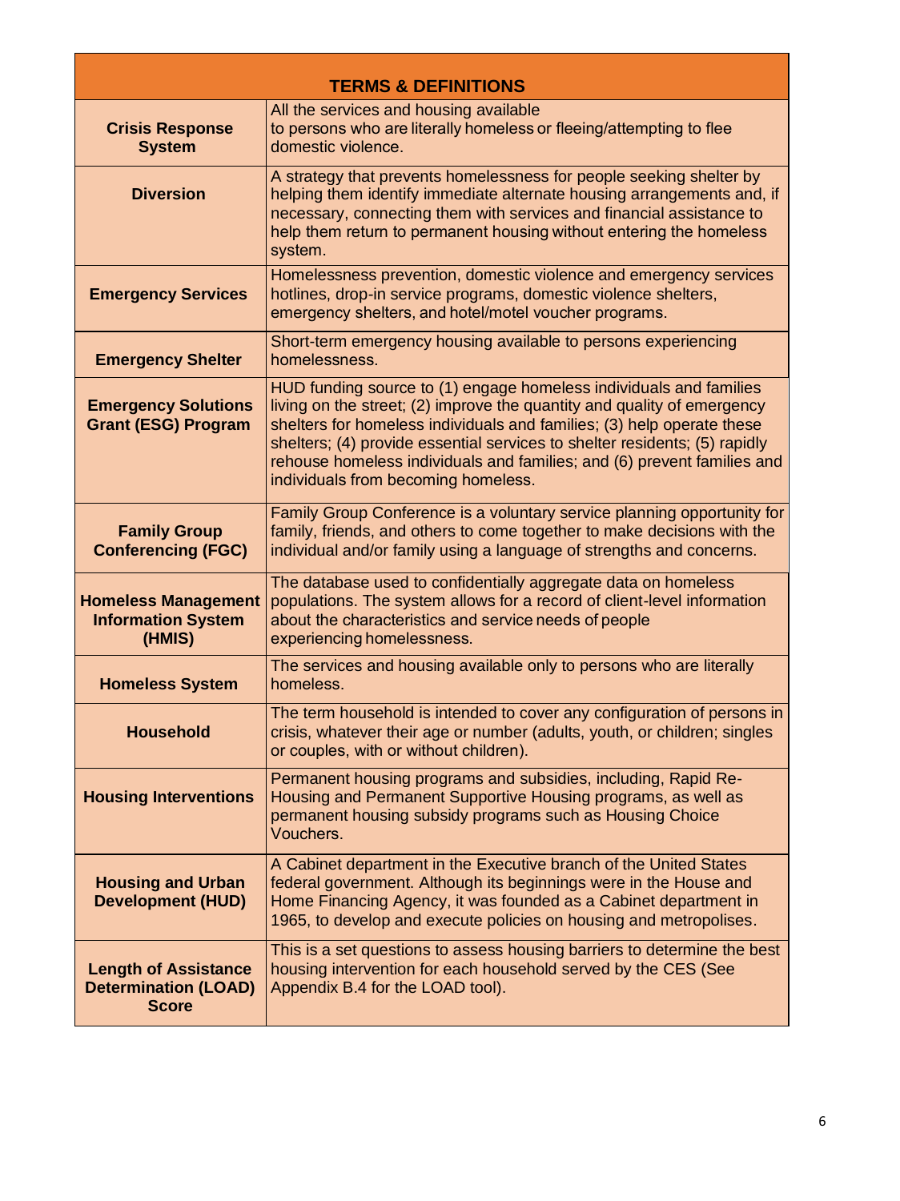| TERMS & DEFINITIONS | |
|---|---|
| **Crisis Response System** | All the services and housing available to persons who are literally homeless or fleeing/attempting to flee domestic violence. |
| **Diversion** | A strategy that prevents homelessness for people seeking shelter by helping them identify immediate alternate housing arrangements and, if necessary, connecting them with services and financial assistance to help them return to permanent housing without entering the homeless system. |
| **Emergency Services** | Homelessness prevention, domestic violence and emergency services hotlines, drop-in service programs, domestic violence shelters, emergency shelters, and hotel/motel voucher programs. |
| **Emergency Shelter** | Short-term emergency housing available to persons experiencing homelessness. |
| **Emergency Solutions Grant (ESG) Program** | HUD funding source to (1) engage homeless individuals and families living on the street; (2) improve the quantity and quality of emergency shelters for homeless individuals and families; (3) help operate these shelters; (4) provide essential services to shelter residents; (5) rapidly rehouse homeless individuals and families; and (6) prevent families and individuals from becoming homeless. |
| **Family Group Conferencing (FGC)** | Family Group Conference is a voluntary service planning opportunity for family, friends, and others to come together to make decisions with the individual and/or family using a language of strengths and concerns. |
| **Homeless Management Information System (HMIS)** | The database used to confidentially aggregate data on homeless populations. The system allows for a record of client-level information about the characteristics and service needs of people experiencing homelessness. |
| **Homeless System** | The services and housing available only to persons who are literally homeless. |
| **Household** | The term household is intended to cover any configuration of persons in crisis, whatever their age or number (adults, youth, or children; singles or couples, with or without children). |
| **Housing Interventions** | Permanent housing programs and subsidies, including, Rapid Re-Housing and Permanent Supportive Housing programs, as well as permanent housing subsidy programs such as Housing Choice Vouchers. |
| **Housing and Urban Development (HUD)** | A Cabinet department in the Executive branch of the United States federal government. Although its beginnings were in the House and Home Financing Agency, it was founded as a Cabinet department in 1965, to develop and execute policies on housing and metropolises. |
| **Length of Assistance Determination (LOAD) Score** | This is a set questions to assess housing barriers to determine the best housing intervention for each household served by the CES (See Appendix B.4 for the LOAD tool). |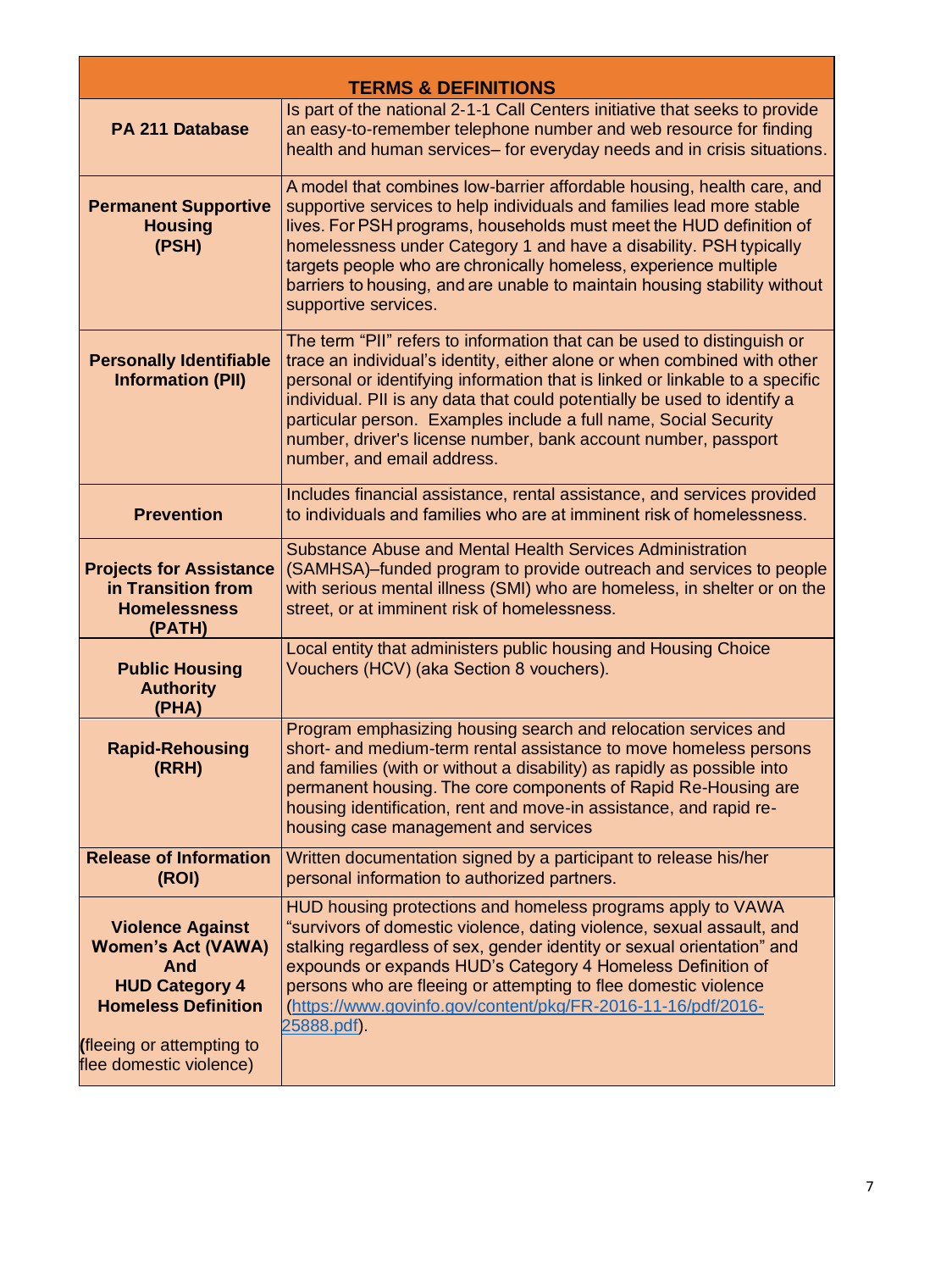| TERMS & DEFINITIONS | |
|---|---|
| **PA 211 Database** | Is part of the national 2-1-1 Call Centers initiative that seeks to provide an easy-to-remember telephone number and web resource for finding health and human services– for everyday needs and in crisis situations. |
| **Permanent Supportive Housing (PSH)** | A model that combines low-barrier affordable housing, health care, and supportive services to help individuals and families lead more stable lives. For PSH programs, households must meet the HUD definition of homelessness under Category 1 and have a disability. PSH typically targets people who are chronically homeless, experience multiple barriers to housing, and are unable to maintain housing stability without supportive services. |
| **Personally Identifiable Information (PII)** | The term "PII" refers to information that can be used to distinguish or trace an individual's identity, either alone or when combined with other personal or identifying information that is linked or linkable to a specific individual. PII is any data that could potentially be used to identify a particular person. Examples include a full name, Social Security number, driver's license number, bank account number, passport number, and email address. |
| **Prevention** | Includes financial assistance, rental assistance, and services provided to individuals and families who are at imminent risk of homelessness. |
| **Projects for Assistance in Transition from Homelessness (PATH)** | Substance Abuse and Mental Health Services Administration (SAMHSA)–funded program to provide outreach and services to people with serious mental illness (SMI) who are homeless, in shelter or on the street, or at imminent risk of homelessness. |
| **Public Housing Authority (PHA)** | Local entity that administers public housing and Housing Choice Vouchers (HCV) (aka Section 8 vouchers). |
| **Rapid-Rehousing (RRH)** | Program emphasizing housing search and relocation services and short- and medium-term rental assistance to move homeless persons and families (with or without a disability) as rapidly as possible into permanent housing. The core components of Rapid Re-Housing are housing identification, rent and move-in assistance, and rapid re-housing case management and services |
| **Release of Information (ROI)** | Written documentation signed by a participant to release his/her personal information to authorized partners. |
| **Violence Against Women's Act (VAWA) And HUD Category 4 Homeless Definition** (fleeing or attempting to flee domestic violence) | HUD housing protections and homeless programs apply to VAWA "survivors of domestic violence, dating violence, sexual assault, and stalking regardless of sex, gender identity or sexual orientation" and expounds or expands HUD's Category 4 Homeless Definition of persons who are fleeing or attempting to flee domestic violence (https://www.govinfo.gov/content/pkg/FR-2016-11-16/pdf/2016-25888.pdf). |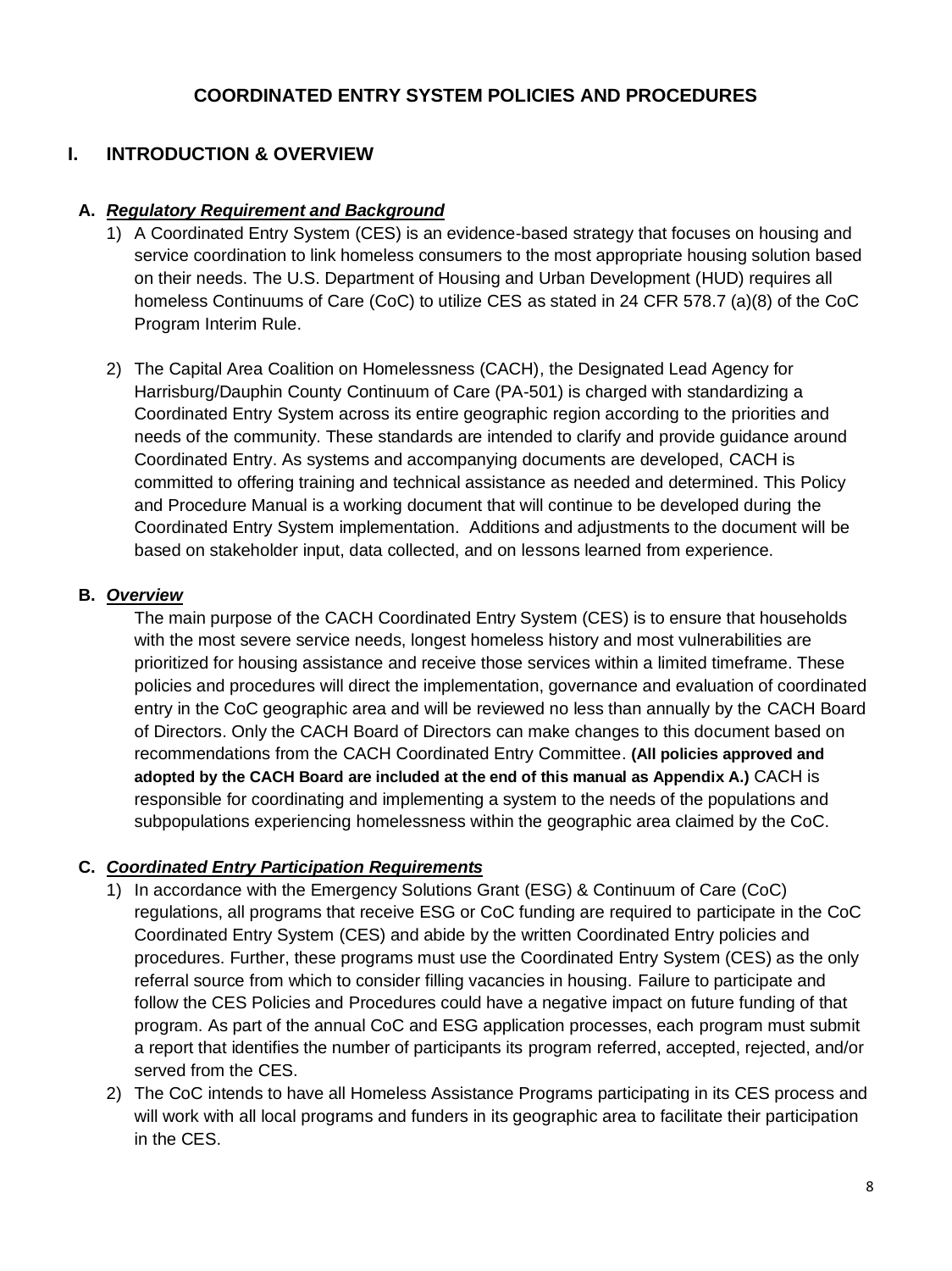# COORDINATED ENTRY SYSTEM POLICIES AND PROCEDURES

## I. INTRODUCTION & OVERVIEW

### A. ***Regulatory Requirement and Background***

1) A Coordinated Entry System (CES) is an evidence-based strategy that focuses on housing and service coordination to link homeless consumers to the most appropriate housing solution based on their needs. The U.S. Department of Housing and Urban Development (HUD) requires all homeless Continuums of Care (CoC) to utilize CES as stated in 24 CFR 578.7 (a)(8) of the CoC Program Interim Rule.

2) The Capital Area Coalition on Homelessness (CACH), the Designated Lead Agency for Harrisburg/Dauphin County Continuum of Care (PA-501) is charged with standardizing a Coordinated Entry System across its entire geographic region according to the priorities and needs of the community. These standards are intended to clarify and provide guidance around Coordinated Entry. As systems and accompanying documents are developed, CACH is committed to offering training and technical assistance as needed and determined. This Policy and Procedure Manual is a working document that will continue to be developed during the Coordinated Entry System implementation. Additions and adjustments to the document will be based on stakeholder input, data collected, and on lessons learned from experience.

### B. ***Overview***

The main purpose of the CACH Coordinated Entry System (CES) is to ensure that households with the most severe service needs, longest homeless history and most vulnerabilities are prioritized for housing assistance and receive those services within a limited timeframe. These policies and procedures will direct the implementation, governance and evaluation of coordinated entry in the CoC geographic area and will be reviewed no less than annually by the CACH Board of Directors. Only the CACH Board of Directors can make changes to this document based on recommendations from the CACH Coordinated Entry Committee. **(All policies approved and adopted by the CACH Board are included at the end of this manual as Appendix A.)** CACH is responsible for coordinating and implementing a system to the needs of the populations and subpopulations experiencing homelessness within the geographic area claimed by the CoC.

### C. ***Coordinated Entry Participation Requirements***

1) In accordance with the Emergency Solutions Grant (ESG) & Continuum of Care (CoC) regulations, all programs that receive ESG or CoC funding are required to participate in the CoC Coordinated Entry System (CES) and abide by the written Coordinated Entry policies and procedures. Further, these programs must use the Coordinated Entry System (CES) as the only referral source from which to consider filling vacancies in housing. Failure to participate and follow the CES Policies and Procedures could have a negative impact on future funding of that program. As part of the annual CoC and ESG application processes, each program must submit a report that identifies the number of participants its program referred, accepted, rejected, and/or served from the CES.
2) The CoC intends to have all Homeless Assistance Programs participating in its CES process and will work with all local programs and funders in its geographic area to facilitate their participation in the CES.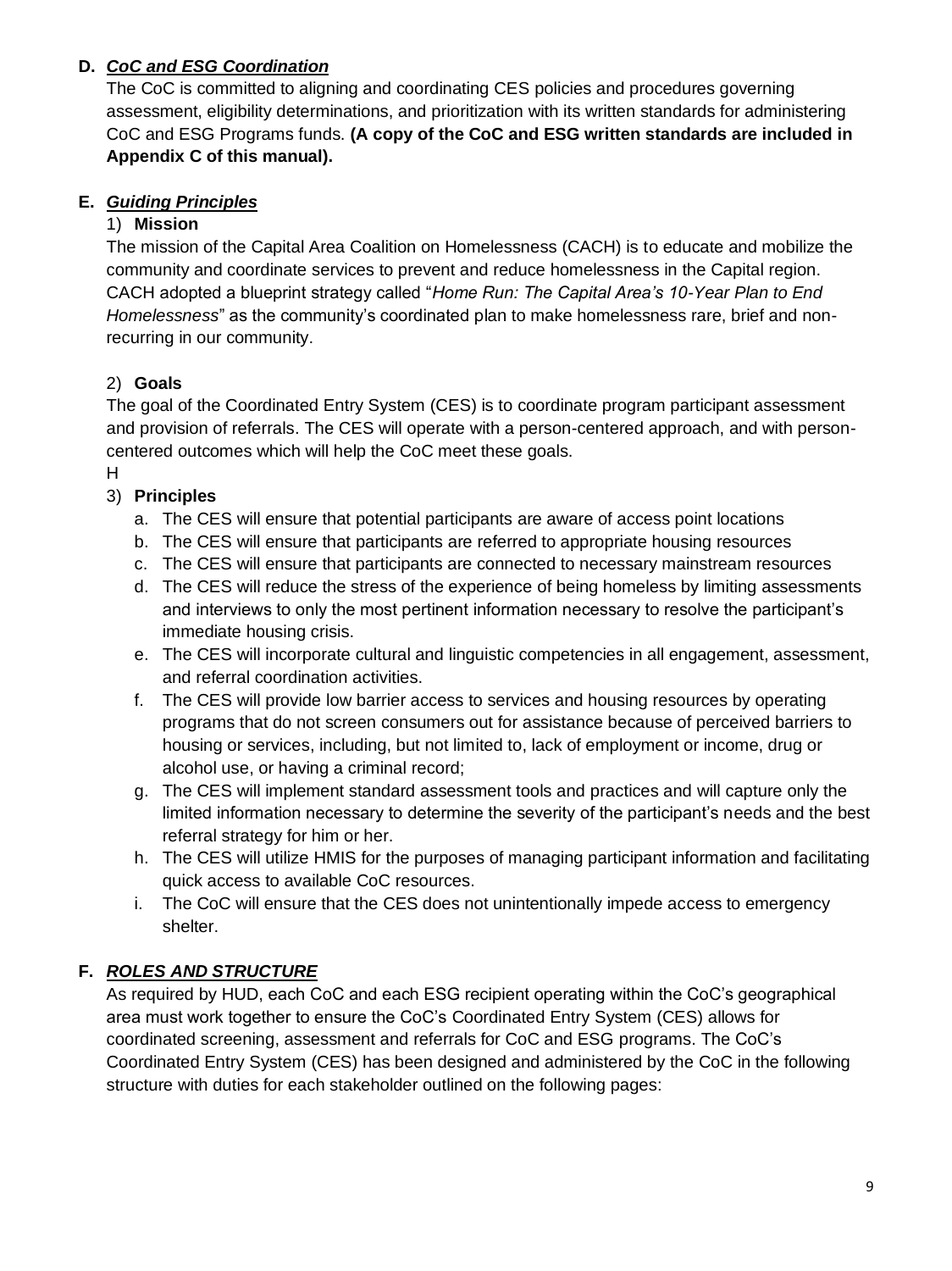### D. ***CoC and ESG Coordination***

The CoC is committed to aligning and coordinating CES policies and procedures governing assessment, eligibility determinations, and prioritization with its written standards for administering CoC and ESG Programs funds. **(A copy of the CoC and ESG written standards are included in Appendix C of this manual).**

### E. ***Guiding Principles***

1) **Mission**

The mission of the Capital Area Coalition on Homelessness (CACH) is to educate and mobilize the community and coordinate services to prevent and reduce homelessness in the Capital region. CACH adopted a blueprint strategy called "*Home Run: The Capital Area's 10-Year Plan to End Homelessness*" as the community's coordinated plan to make homelessness rare, brief and non-recurring in our community.

2) **Goals**

The goal of the Coordinated Entry System (CES) is to coordinate program participant assessment and provision of referrals. The CES will operate with a person-centered approach, and with person-centered outcomes which will help the CoC meet these goals.

H

3) **Principles**

a. The CES will ensure that potential participants are aware of access point locations
b. The CES will ensure that participants are referred to appropriate housing resources
c. The CES will ensure that participants are connected to necessary mainstream resources
d. The CES will reduce the stress of the experience of being homeless by limiting assessments and interviews to only the most pertinent information necessary to resolve the participant's immediate housing crisis.
e. The CES will incorporate cultural and linguistic competencies in all engagement, assessment, and referral coordination activities.
f. The CES will provide low barrier access to services and housing resources by operating programs that do not screen consumers out for assistance because of perceived barriers to housing or services, including, but not limited to, lack of employment or income, drug or alcohol use, or having a criminal record;
g. The CES will implement standard assessment tools and practices and will capture only the limited information necessary to determine the severity of the participant's needs and the best referral strategy for him or her.
h. The CES will utilize HMIS for the purposes of managing participant information and facilitating quick access to available CoC resources.
i. The CoC will ensure that the CES does not unintentionally impede access to emergency shelter.

### F. ***ROLES AND STRUCTURE***

As required by HUD, each CoC and each ESG recipient operating within the CoC's geographical area must work together to ensure the CoC's Coordinated Entry System (CES) allows for coordinated screening, assessment and referrals for CoC and ESG programs. The CoC's Coordinated Entry System (CES) has been designed and administered by the CoC in the following structure with duties for each stakeholder outlined on the following pages: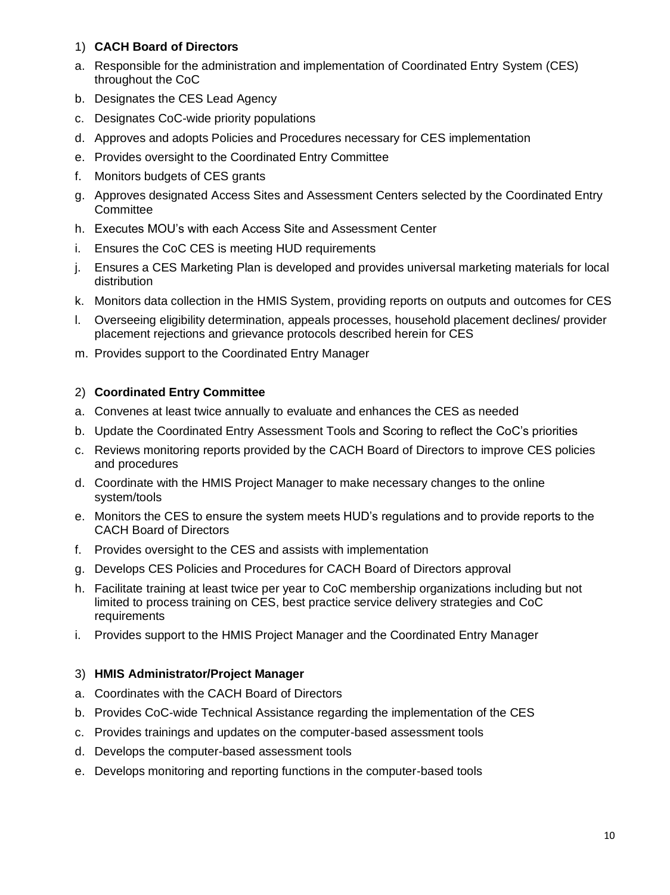1) **CACH Board of Directors**

a. Responsible for the administration and implementation of Coordinated Entry System (CES) throughout the CoC
b. Designates the CES Lead Agency
c. Designates CoC-wide priority populations
d. Approves and adopts Policies and Procedures necessary for CES implementation
e. Provides oversight to the Coordinated Entry Committee
f. Monitors budgets of CES grants
g. Approves designated Access Sites and Assessment Centers selected by the Coordinated Entry Committee
h. Executes MOU's with each Access Site and Assessment Center
i. Ensures the CoC CES is meeting HUD requirements
j. Ensures a CES Marketing Plan is developed and provides universal marketing materials for local distribution
k. Monitors data collection in the HMIS System, providing reports on outputs and outcomes for CES
l. Overseeing eligibility determination, appeals processes, household placement declines/ provider placement rejections and grievance protocols described herein for CES
m. Provides support to the Coordinated Entry Manager

2) **Coordinated Entry Committee**

a. Convenes at least twice annually to evaluate and enhances the CES as needed
b. Update the Coordinated Entry Assessment Tools and Scoring to reflect the CoC's priorities
c. Reviews monitoring reports provided by the CACH Board of Directors to improve CES policies and procedures
d. Coordinate with the HMIS Project Manager to make necessary changes to the online system/tools
e. Monitors the CES to ensure the system meets HUD's regulations and to provide reports to the CACH Board of Directors
f. Provides oversight to the CES and assists with implementation
g. Develops CES Policies and Procedures for CACH Board of Directors approval
h. Facilitate training at least twice per year to CoC membership organizations including but not limited to process training on CES, best practice service delivery strategies and CoC requirements
i. Provides support to the HMIS Project Manager and the Coordinated Entry Manager

3) **HMIS Administrator/Project Manager**

a. Coordinates with the CACH Board of Directors
b. Provides CoC-wide Technical Assistance regarding the implementation of the CES
c. Provides trainings and updates on the computer-based assessment tools
d. Develops the computer-based assessment tools
e. Develops monitoring and reporting functions in the computer-based tools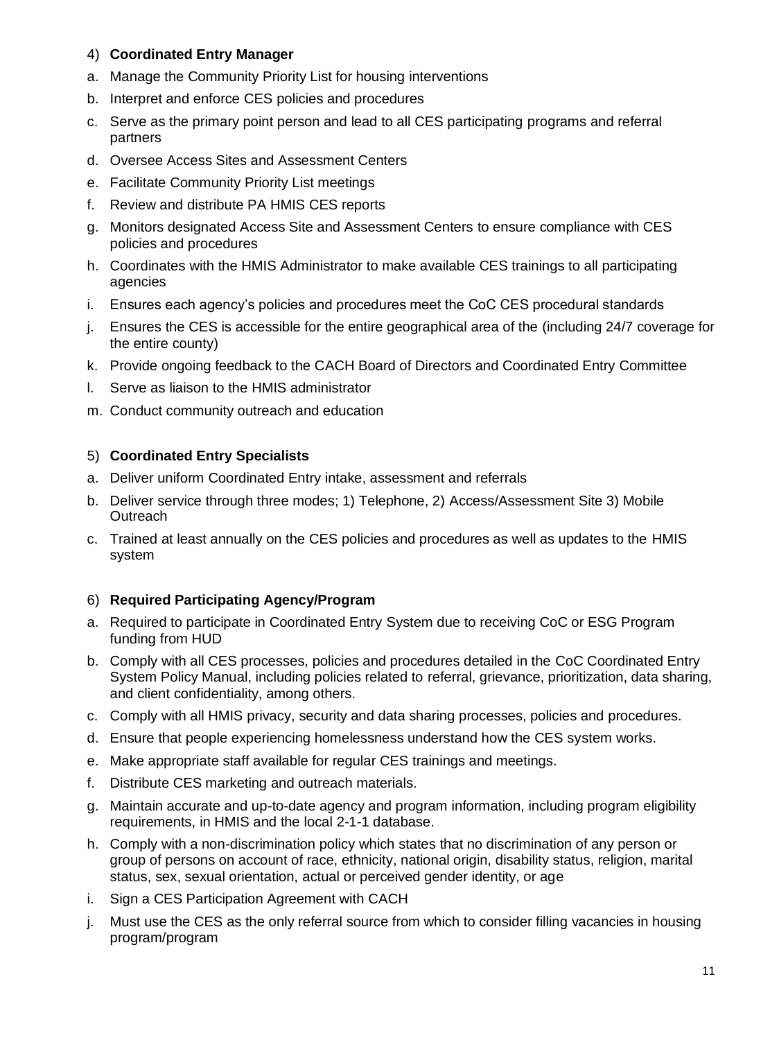4) **Coordinated Entry Manager**

a. Manage the Community Priority List for housing interventions
b. Interpret and enforce CES policies and procedures
c. Serve as the primary point person and lead to all CES participating programs and referral partners
d. Oversee Access Sites and Assessment Centers
e. Facilitate Community Priority List meetings
f. Review and distribute PA HMIS CES reports
g. Monitors designated Access Site and Assessment Centers to ensure compliance with CES policies and procedures
h. Coordinates with the HMIS Administrator to make available CES trainings to all participating agencies
i. Ensures each agency's policies and procedures meet the CoC CES procedural standards
j. Ensures the CES is accessible for the entire geographical area of the (including 24/7 coverage for the entire county)
k. Provide ongoing feedback to the CACH Board of Directors and Coordinated Entry Committee
l. Serve as liaison to the HMIS administrator
m. Conduct community outreach and education

5) **Coordinated Entry Specialists**

a. Deliver uniform Coordinated Entry intake, assessment and referrals
b. Deliver service through three modes; 1) Telephone, 2) Access/Assessment Site 3) Mobile Outreach
c. Trained at least annually on the CES policies and procedures as well as updates to the HMIS system

6) **Required Participating Agency/Program**

a. Required to participate in Coordinated Entry System due to receiving CoC or ESG Program funding from HUD
b. Comply with all CES processes, policies and procedures detailed in the CoC Coordinated Entry System Policy Manual, including policies related to referral, grievance, prioritization, data sharing, and client confidentiality, among others.
c. Comply with all HMIS privacy, security and data sharing processes, policies and procedures.
d. Ensure that people experiencing homelessness understand how the CES system works.
e. Make appropriate staff available for regular CES trainings and meetings.
f. Distribute CES marketing and outreach materials.
g. Maintain accurate and up-to-date agency and program information, including program eligibility requirements, in HMIS and the local 2-1-1 database.
h. Comply with a non-discrimination policy which states that no discrimination of any person or group of persons on account of race, ethnicity, national origin, disability status, religion, marital status, sex, sexual orientation, actual or perceived gender identity, or age
i. Sign a CES Participation Agreement with CACH
j. Must use the CES as the only referral source from which to consider filling vacancies in housing program/program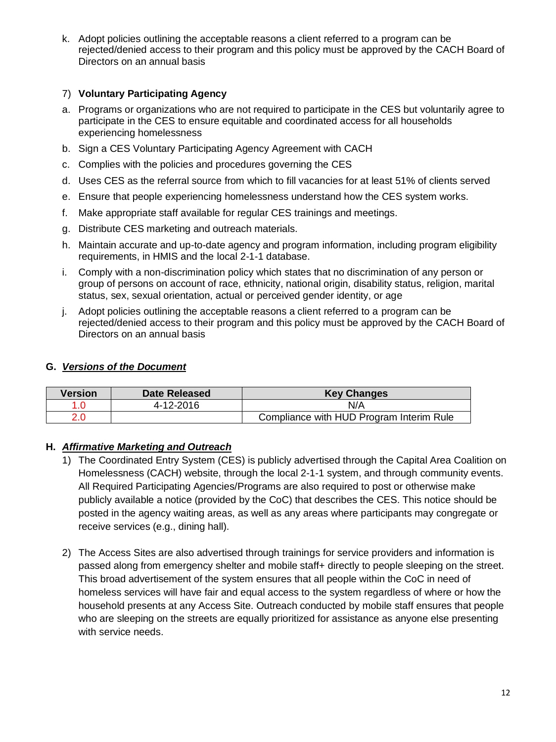k. Adopt policies outlining the acceptable reasons a client referred to a program can be rejected/denied access to their program and this policy must be approved by the CACH Board of Directors on an annual basis

7) **Voluntary Participating Agency**

a. Programs or organizations who are not required to participate in the CES but voluntarily agree to participate in the CES to ensure equitable and coordinated access for all households experiencing homelessness
b. Sign a CES Voluntary Participating Agency Agreement with CACH
c. Complies with the policies and procedures governing the CES
d. Uses CES as the referral source from which to fill vacancies for at least 51% of clients served
e. Ensure that people experiencing homelessness understand how the CES system works.
f. Make appropriate staff available for regular CES trainings and meetings.
g. Distribute CES marketing and outreach materials.
h. Maintain accurate and up-to-date agency and program information, including program eligibility requirements, in HMIS and the local 2-1-1 database.
i. Comply with a non-discrimination policy which states that no discrimination of any person or group of persons on account of race, ethnicity, national origin, disability status, religion, marital status, sex, sexual orientation, actual or perceived gender identity, or age
j. Adopt policies outlining the acceptable reasons a client referred to a program can be rejected/denied access to their program and this policy must be approved by the CACH Board of Directors on an annual basis

## G. ***Versions of the Document***

| Version | Date Released | Key Changes |
|---|---|---|
| 1.0 | 4-12-2016 | N/A |
| 2.0 | | Compliance with HUD Program Interim Rule |

## H. ***Affirmative Marketing and Outreach***

1) The Coordinated Entry System (CES) is publicly advertised through the Capital Area Coalition on Homelessness (CACH) website, through the local 2-1-1 system, and through community events. All Required Participating Agencies/Programs are also required to post or otherwise make publicly available a notice (provided by the CoC) that describes the CES. This notice should be posted in the agency waiting areas, as well as any areas where participants may congregate or receive services (e.g., dining hall).

2) The Access Sites are also advertised through trainings for service providers and information is passed along from emergency shelter and mobile staff+ directly to people sleeping on the street. This broad advertisement of the system ensures that all people within the CoC in need of homeless services will have fair and equal access to the system regardless of where or how the household presents at any Access Site. Outreach conducted by mobile staff ensures that people who are sleeping on the streets are equally prioritized for assistance as anyone else presenting with service needs.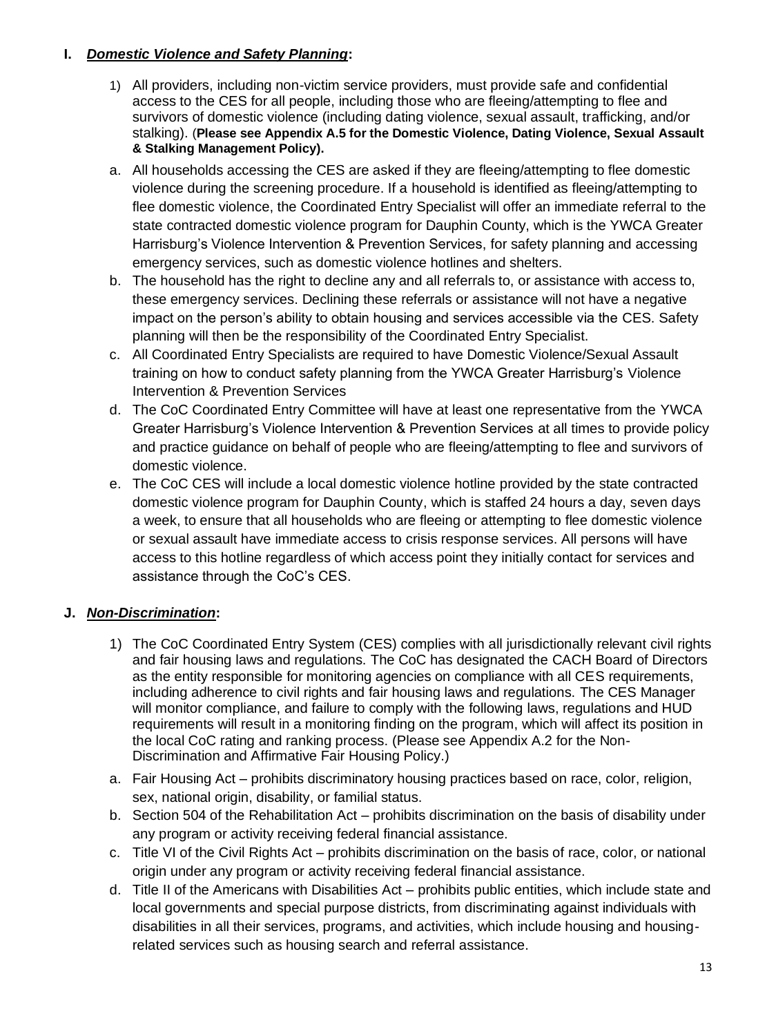### I. ***Domestic Violence and Safety Planning*:**

1) All providers, including non-victim service providers, must provide safe and confidential access to the CES for all people, including those who are fleeing/attempting to flee and survivors of domestic violence (including dating violence, sexual assault, trafficking, and/or stalking). (**Please see Appendix A.5 for the Domestic Violence, Dating Violence, Sexual Assault & Stalking Management Policy).**

a. All households accessing the CES are asked if they are fleeing/attempting to flee domestic violence during the screening procedure. If a household is identified as fleeing/attempting to flee domestic violence, the Coordinated Entry Specialist will offer an immediate referral to the state contracted domestic violence program for Dauphin County, which is the YWCA Greater Harrisburg's Violence Intervention & Prevention Services, for safety planning and accessing emergency services, such as domestic violence hotlines and shelters.

b. The household has the right to decline any and all referrals to, or assistance with access to, these emergency services. Declining these referrals or assistance will not have a negative impact on the person's ability to obtain housing and services accessible via the CES. Safety planning will then be the responsibility of the Coordinated Entry Specialist.

c. All Coordinated Entry Specialists are required to have Domestic Violence/Sexual Assault training on how to conduct safety planning from the YWCA Greater Harrisburg's Violence Intervention & Prevention Services

d. The CoC Coordinated Entry Committee will have at least one representative from the YWCA Greater Harrisburg's Violence Intervention & Prevention Services at all times to provide policy and practice guidance on behalf of people who are fleeing/attempting to flee and survivors of domestic violence.

e. The CoC CES will include a local domestic violence hotline provided by the state contracted domestic violence program for Dauphin County, which is staffed 24 hours a day, seven days a week, to ensure that all households who are fleeing or attempting to flee domestic violence or sexual assault have immediate access to crisis response services. All persons will have access to this hotline regardless of which access point they initially contact for services and assistance through the CoC's CES.

### J. ***Non-Discrimination*:**

1) The CoC Coordinated Entry System (CES) complies with all jurisdictionally relevant civil rights and fair housing laws and regulations. The CoC has designated the CACH Board of Directors as the entity responsible for monitoring agencies on compliance with all CES requirements, including adherence to civil rights and fair housing laws and regulations. The CES Manager will monitor compliance, and failure to comply with the following laws, regulations and HUD requirements will result in a monitoring finding on the program, which will affect its position in the local CoC rating and ranking process. (Please see Appendix A.2 for the Non-Discrimination and Affirmative Fair Housing Policy.)

a. Fair Housing Act – prohibits discriminatory housing practices based on race, color, religion, sex, national origin, disability, or familial status.

b. Section 504 of the Rehabilitation Act – prohibits discrimination on the basis of disability under any program or activity receiving federal financial assistance.

c. Title VI of the Civil Rights Act – prohibits discrimination on the basis of race, color, or national origin under any program or activity receiving federal financial assistance.

d. Title II of the Americans with Disabilities Act – prohibits public entities, which include state and local governments and special purpose districts, from discriminating against individuals with disabilities in all their services, programs, and activities, which include housing and housing-related services such as housing search and referral assistance.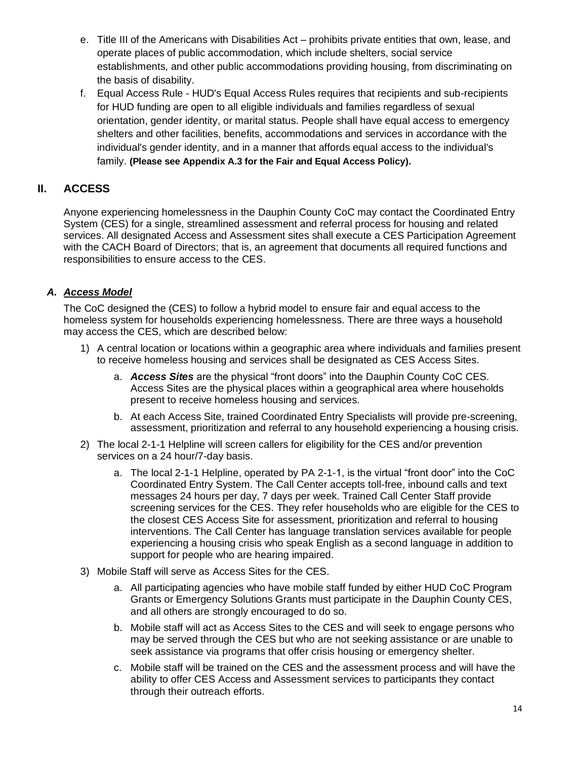e. Title III of the Americans with Disabilities Act – prohibits private entities that own, lease, and operate places of public accommodation, which include shelters, social service establishments, and other public accommodations providing housing, from discriminating on the basis of disability.

f. Equal Access Rule - HUD's Equal Access Rules requires that recipients and sub-recipients for HUD funding are open to all eligible individuals and families regardless of sexual orientation, gender identity, or marital status. People shall have equal access to emergency shelters and other facilities, benefits, accommodations and services in accordance with the individual's gender identity, and in a manner that affords equal access to the individual's family. **(Please see Appendix A.3 for the Fair and Equal Access Policy).**

## II. ACCESS

Anyone experiencing homelessness in the Dauphin County CoC may contact the Coordinated Entry System (CES) for a single, streamlined assessment and referral process for housing and related services. All designated Access and Assessment sites shall execute a CES Participation Agreement with the CACH Board of Directors; that is, an agreement that documents all required functions and responsibilities to ensure access to the CES.

### *A. Access Model*

The CoC designed the (CES) to follow a hybrid model to ensure fair and equal access to the homeless system for households experiencing homelessness. There are three ways a household may access the CES, which are described below:

1) A central location or locations within a geographic area where individuals and families present to receive homeless housing and services shall be designated as CES Access Sites.
   a. ***Access Sites*** are the physical "front doors" into the Dauphin County CoC CES. Access Sites are the physical places within a geographical area where households present to receive homeless housing and services.
   b. At each Access Site, trained Coordinated Entry Specialists will provide pre-screening, assessment, prioritization and referral to any household experiencing a housing crisis.
2) The local 2-1-1 Helpline will screen callers for eligibility for the CES and/or prevention services on a 24 hour/7-day basis.
   a. The local 2-1-1 Helpline, operated by PA 2-1-1, is the virtual "front door" into the CoC Coordinated Entry System. The Call Center accepts toll-free, inbound calls and text messages 24 hours per day, 7 days per week. Trained Call Center Staff provide screening services for the CES. They refer households who are eligible for the CES to the closest CES Access Site for assessment, prioritization and referral to housing interventions. The Call Center has language translation services available for people experiencing a housing crisis who speak English as a second language in addition to support for people who are hearing impaired.
3) Mobile Staff will serve as Access Sites for the CES.
   a. All participating agencies who have mobile staff funded by either HUD CoC Program Grants or Emergency Solutions Grants must participate in the Dauphin County CES, and all others are strongly encouraged to do so.
   b. Mobile staff will act as Access Sites to the CES and will seek to engage persons who may be served through the CES but who are not seeking assistance or are unable to seek assistance via programs that offer crisis housing or emergency shelter.
   c. Mobile staff will be trained on the CES and the assessment process and will have the ability to offer CES Access and Assessment services to participants they contact through their outreach efforts.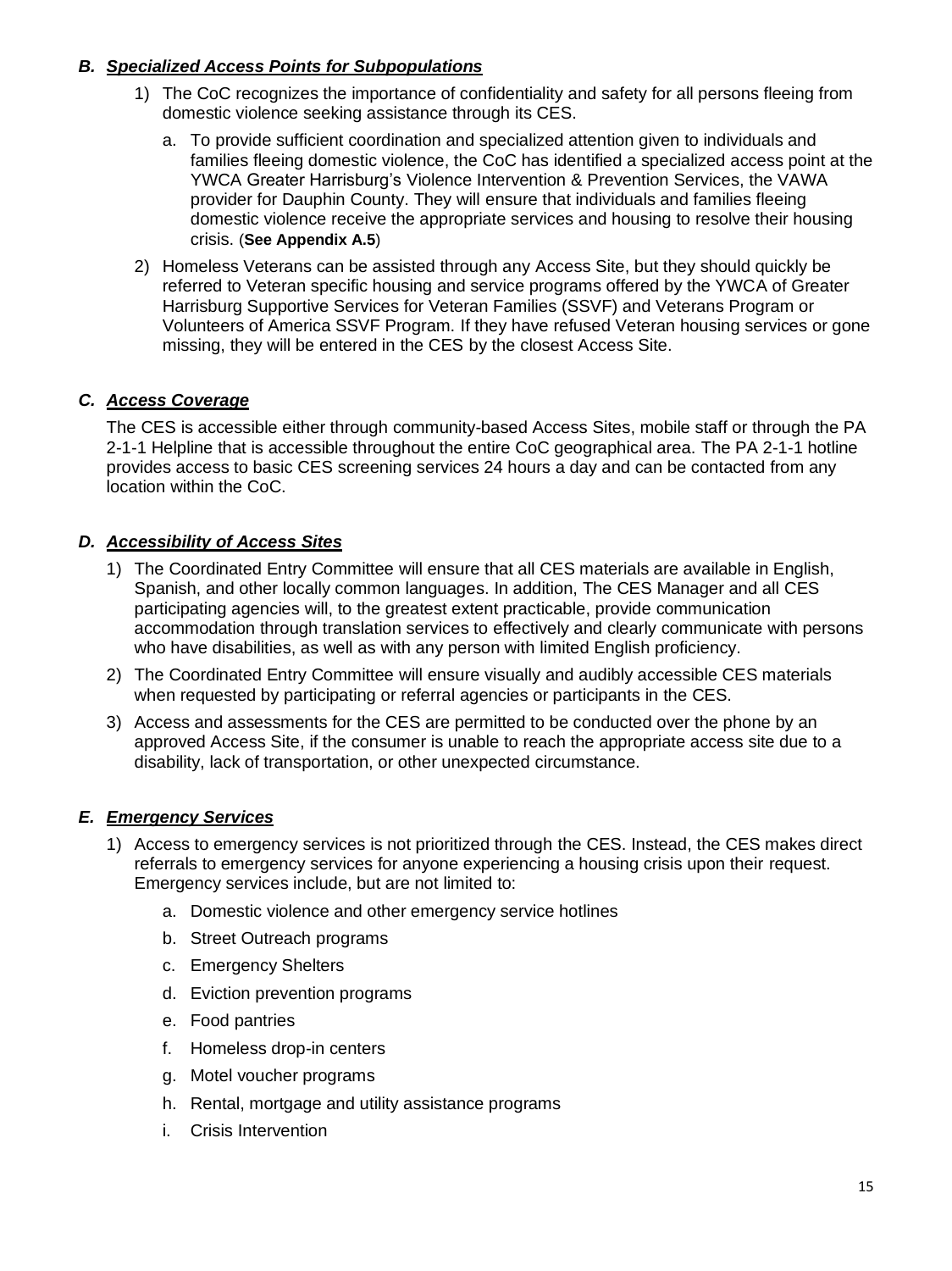### ***B. Specialized Access Points for Subpopulations***

1) The CoC recognizes the importance of confidentiality and safety for all persons fleeing from domestic violence seeking assistance through its CES.
   a. To provide sufficient coordination and specialized attention given to individuals and families fleeing domestic violence, the CoC has identified a specialized access point at the YWCA Greater Harrisburg's Violence Intervention & Prevention Services, the VAWA provider for Dauphin County. They will ensure that individuals and families fleeing domestic violence receive the appropriate services and housing to resolve their housing crisis. (**See Appendix A.5**)
2) Homeless Veterans can be assisted through any Access Site, but they should quickly be referred to Veteran specific housing and service programs offered by the YWCA of Greater Harrisburg Supportive Services for Veteran Families (SSVF) and Veterans Program or Volunteers of America SSVF Program. If they have refused Veteran housing services or gone missing, they will be entered in the CES by the closest Access Site.

### ***C. Access Coverage***

The CES is accessible either through community-based Access Sites, mobile staff or through the PA 2-1-1 Helpline that is accessible throughout the entire CoC geographical area. The PA 2-1-1 hotline provides access to basic CES screening services 24 hours a day and can be contacted from any location within the CoC.

### ***D. Accessibility of Access Sites***

1) The Coordinated Entry Committee will ensure that all CES materials are available in English, Spanish, and other locally common languages. In addition, The CES Manager and all CES participating agencies will, to the greatest extent practicable, provide communication accommodation through translation services to effectively and clearly communicate with persons who have disabilities, as well as with any person with limited English proficiency.
2) The Coordinated Entry Committee will ensure visually and audibly accessible CES materials when requested by participating or referral agencies or participants in the CES.
3) Access and assessments for the CES are permitted to be conducted over the phone by an approved Access Site, if the consumer is unable to reach the appropriate access site due to a disability, lack of transportation, or other unexpected circumstance.

### ***E. Emergency Services***

1) Access to emergency services is not prioritized through the CES. Instead, the CES makes direct referrals to emergency services for anyone experiencing a housing crisis upon their request. Emergency services include, but are not limited to:
   a. Domestic violence and other emergency service hotlines
   b. Street Outreach programs
   c. Emergency Shelters
   d. Eviction prevention programs
   e. Food pantries
   f. Homeless drop-in centers
   g. Motel voucher programs
   h. Rental, mortgage and utility assistance programs
   i. Crisis Intervention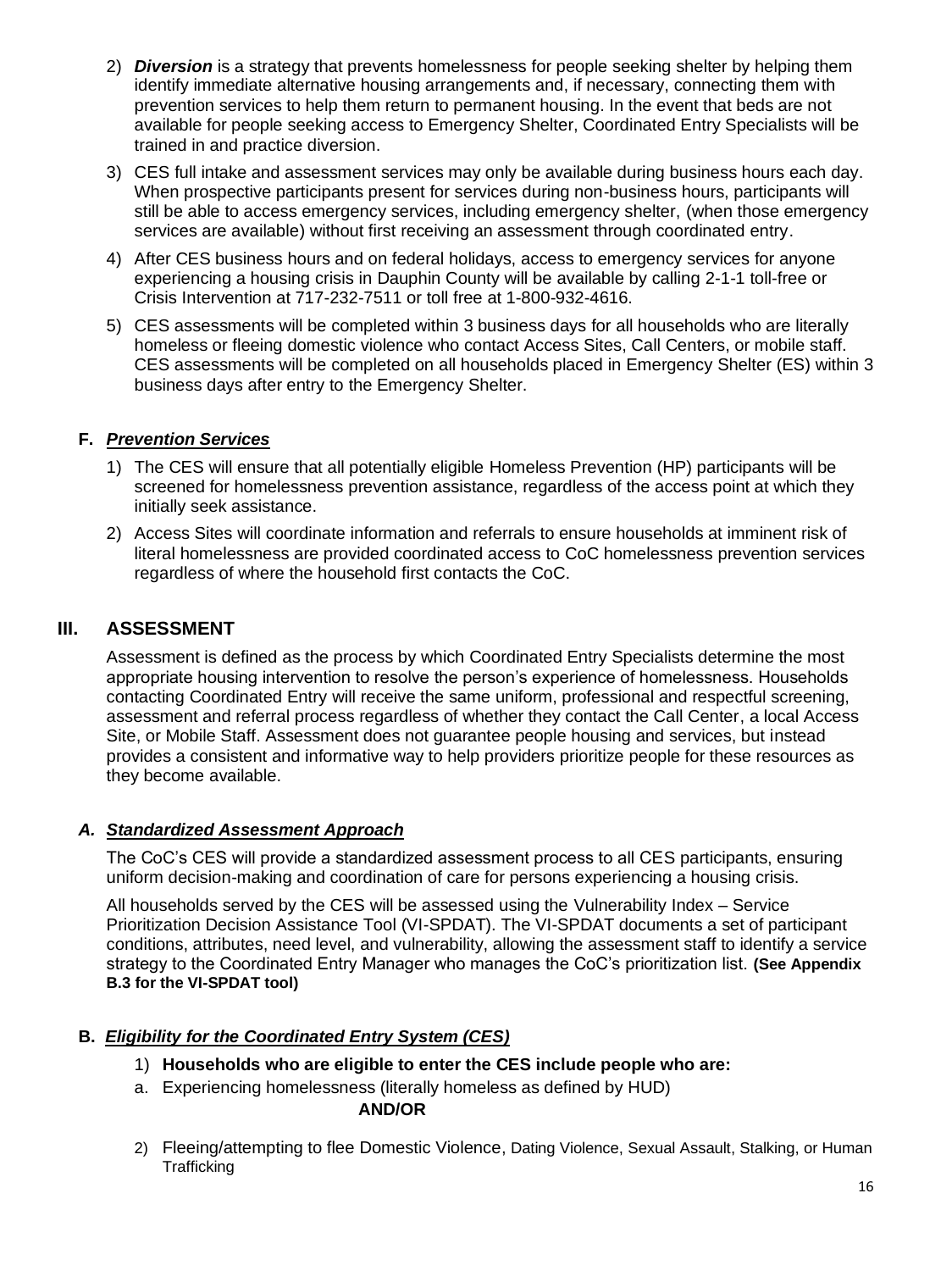2) ***Diversion*** is a strategy that prevents homelessness for people seeking shelter by helping them identify immediate alternative housing arrangements and, if necessary, connecting them with prevention services to help them return to permanent housing. In the event that beds are not available for people seeking access to Emergency Shelter, Coordinated Entry Specialists will be trained in and practice diversion.
3) CES full intake and assessment services may only be available during business hours each day. When prospective participants present for services during non-business hours, participants will still be able to access emergency services, including emergency shelter, (when those emergency services are available) without first receiving an assessment through coordinated entry.
4) After CES business hours and on federal holidays, access to emergency services for anyone experiencing a housing crisis in Dauphin County will be available by calling 2-1-1 toll-free or Crisis Intervention at 717-232-7511 or toll free at 1-800-932-4616.
5) CES assessments will be completed within 3 business days for all households who are literally homeless or fleeing domestic violence who contact Access Sites, Call Centers, or mobile staff. CES assessments will be completed on all households placed in Emergency Shelter (ES) within 3 business days after entry to the Emergency Shelter.

### F. ***Prevention Services***

1) The CES will ensure that all potentially eligible Homeless Prevention (HP) participants will be screened for homelessness prevention assistance, regardless of the access point at which they initially seek assistance.
2) Access Sites will coordinate information and referrals to ensure households at imminent risk of literal homelessness are provided coordinated access to CoC homelessness prevention services regardless of where the household first contacts the CoC.

## III. ASSESSMENT

Assessment is defined as the process by which Coordinated Entry Specialists determine the most appropriate housing intervention to resolve the person's experience of homelessness. Households contacting Coordinated Entry will receive the same uniform, professional and respectful screening, assessment and referral process regardless of whether they contact the Call Center, a local Access Site, or Mobile Staff. Assessment does not guarantee people housing and services, but instead provides a consistent and informative way to help providers prioritize people for these resources as they become available.

### *A. Standardized Assessment Approach*

The CoC's CES will provide a standardized assessment process to all CES participants, ensuring uniform decision-making and coordination of care for persons experiencing a housing crisis.

All households served by the CES will be assessed using the Vulnerability Index – Service Prioritization Decision Assistance Tool (VI-SPDAT). The VI-SPDAT documents a set of participant conditions, attributes, need level, and vulnerability, allowing the assessment staff to identify a service strategy to the Coordinated Entry Manager who manages the CoC's prioritization list. **(See Appendix B.3 for the VI-SPDAT tool)**

### B. ***Eligibility for the Coordinated Entry System (CES)***

1) **Households who are eligible to enter the CES include people who are:**

a. Experiencing homelessness (literally homeless as defined by HUD)

**AND/OR**

2) Fleeing/attempting to flee Domestic Violence, Dating Violence, Sexual Assault, Stalking, or Human Trafficking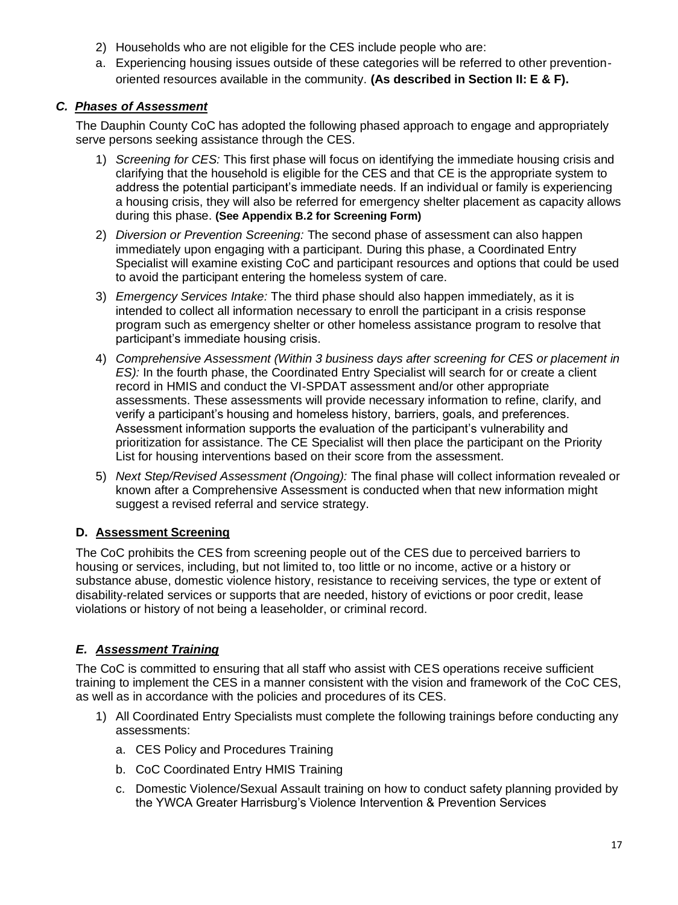2) Households who are not eligible for the CES include people who are:

a. Experiencing housing issues outside of these categories will be referred to other prevention-oriented resources available in the community. **(As described in Section II: E & F).**

### *C. Phases of Assessment*

The Dauphin County CoC has adopted the following phased approach to engage and appropriately serve persons seeking assistance through the CES.

1) *Screening for CES:* This first phase will focus on identifying the immediate housing crisis and clarifying that the household is eligible for the CES and that CE is the appropriate system to address the potential participant's immediate needs. If an individual or family is experiencing a housing crisis, they will also be referred for emergency shelter placement as capacity allows during this phase. **(See Appendix B.2 for Screening Form)**
2) *Diversion or Prevention Screening:* The second phase of assessment can also happen immediately upon engaging with a participant. During this phase, a Coordinated Entry Specialist will examine existing CoC and participant resources and options that could be used to avoid the participant entering the homeless system of care.
3) *Emergency Services Intake:* The third phase should also happen immediately, as it is intended to collect all information necessary to enroll the participant in a crisis response program such as emergency shelter or other homeless assistance program to resolve that participant's immediate housing crisis.
4) *Comprehensive Assessment (Within 3 business days after screening for CES or placement in ES):* In the fourth phase, the Coordinated Entry Specialist will search for or create a client record in HMIS and conduct the VI-SPDAT assessment and/or other appropriate assessments. These assessments will provide necessary information to refine, clarify, and verify a participant's housing and homeless history, barriers, goals, and preferences. Assessment information supports the evaluation of the participant's vulnerability and prioritization for assistance. The CE Specialist will then place the participant on the Priority List for housing interventions based on their score from the assessment.
5) *Next Step/Revised Assessment (Ongoing):* The final phase will collect information revealed or known after a Comprehensive Assessment is conducted when that new information might suggest a revised referral and service strategy.

### D. Assessment Screening

The CoC prohibits the CES from screening people out of the CES due to perceived barriers to housing or services, including, but not limited to, too little or no income, active or a history or substance abuse, domestic violence history, resistance to receiving services, the type or extent of disability-related services or supports that are needed, history of evictions or poor credit, lease violations or history of not being a leaseholder, or criminal record.

### *E. Assessment Training*

The CoC is committed to ensuring that all staff who assist with CES operations receive sufficient training to implement the CES in a manner consistent with the vision and framework of the CoC CES, as well as in accordance with the policies and procedures of its CES.

1) All Coordinated Entry Specialists must complete the following trainings before conducting any assessments:
   a. CES Policy and Procedures Training
   b. CoC Coordinated Entry HMIS Training
   c. Domestic Violence/Sexual Assault training on how to conduct safety planning provided by the YWCA Greater Harrisburg's Violence Intervention & Prevention Services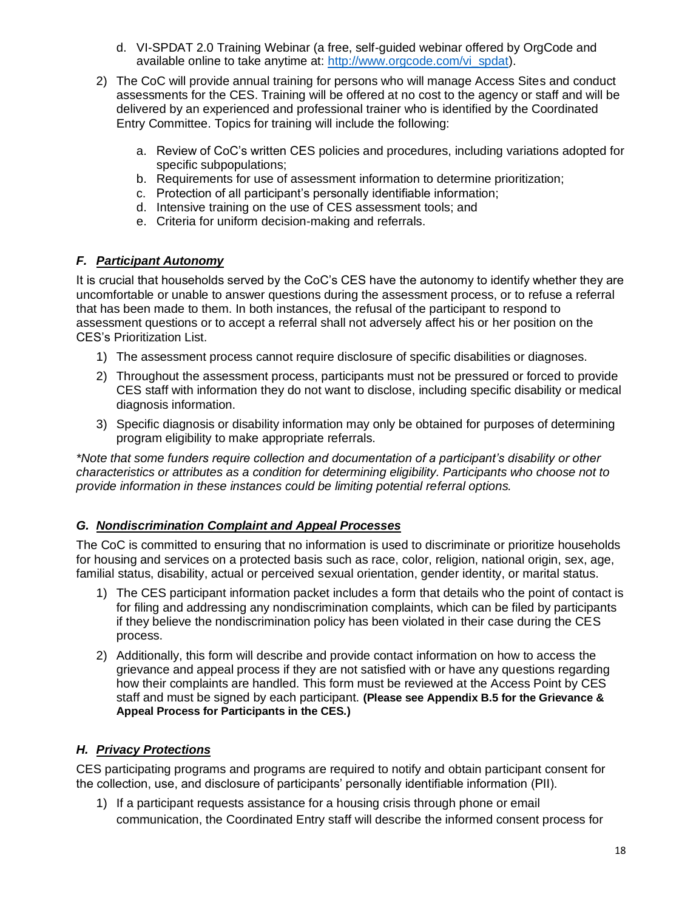d. VI-SPDAT 2.0 Training Webinar (a free, self-guided webinar offered by OrgCode and available online to take anytime at: [http://www.orgcode.com/vi_spdat](http://www.orgcode.com/vi_spdat)).

2) The CoC will provide annual training for persons who will manage Access Sites and conduct assessments for the CES. Training will be offered at no cost to the agency or staff and will be delivered by an experienced and professional trainer who is identified by the Coordinated Entry Committee. Topics for training will include the following:

   a. Review of CoC's written CES policies and procedures, including variations adopted for specific subpopulations;
   b. Requirements for use of assessment information to determine prioritization;
   c. Protection of all participant's personally identifiable information;
   d. Intensive training on the use of CES assessment tools; and
   e. Criteria for uniform decision-making and referrals.

### ***F. Participant Autonomy***

It is crucial that households served by the CoC's CES have the autonomy to identify whether they are uncomfortable or unable to answer questions during the assessment process, or to refuse a referral that has been made to them. In both instances, the refusal of the participant to respond to assessment questions or to accept a referral shall not adversely affect his or her position on the CES's Prioritization List.

1) The assessment process cannot require disclosure of specific disabilities or diagnoses.
2) Throughout the assessment process, participants must not be pressured or forced to provide CES staff with information they do not want to disclose, including specific disability or medical diagnosis information.
3) Specific diagnosis or disability information may only be obtained for purposes of determining program eligibility to make appropriate referrals.

*\*Note that some funders require collection and documentation of a participant's disability or other characteristics or attributes as a condition for determining eligibility. Participants who choose not to provide information in these instances could be limiting potential referral options.*

### ***G. Nondiscrimination Complaint and Appeal Processes***

The CoC is committed to ensuring that no information is used to discriminate or prioritize households for housing and services on a protected basis such as race, color, religion, national origin, sex, age, familial status, disability, actual or perceived sexual orientation, gender identity, or marital status.

1) The CES participant information packet includes a form that details who the point of contact is for filing and addressing any nondiscrimination complaints, which can be filed by participants if they believe the nondiscrimination policy has been violated in their case during the CES process.
2) Additionally, this form will describe and provide contact information on how to access the grievance and appeal process if they are not satisfied with or have any questions regarding how their complaints are handled. This form must be reviewed at the Access Point by CES staff and must be signed by each participant. **(Please see Appendix B.5 for the Grievance & Appeal Process for Participants in the CES.)**

### ***H. Privacy Protections***

CES participating programs and programs are required to notify and obtain participant consent for the collection, use, and disclosure of participants' personally identifiable information (PII).

1) If a participant requests assistance for a housing crisis through phone or email communication, the Coordinated Entry staff will describe the informed consent process for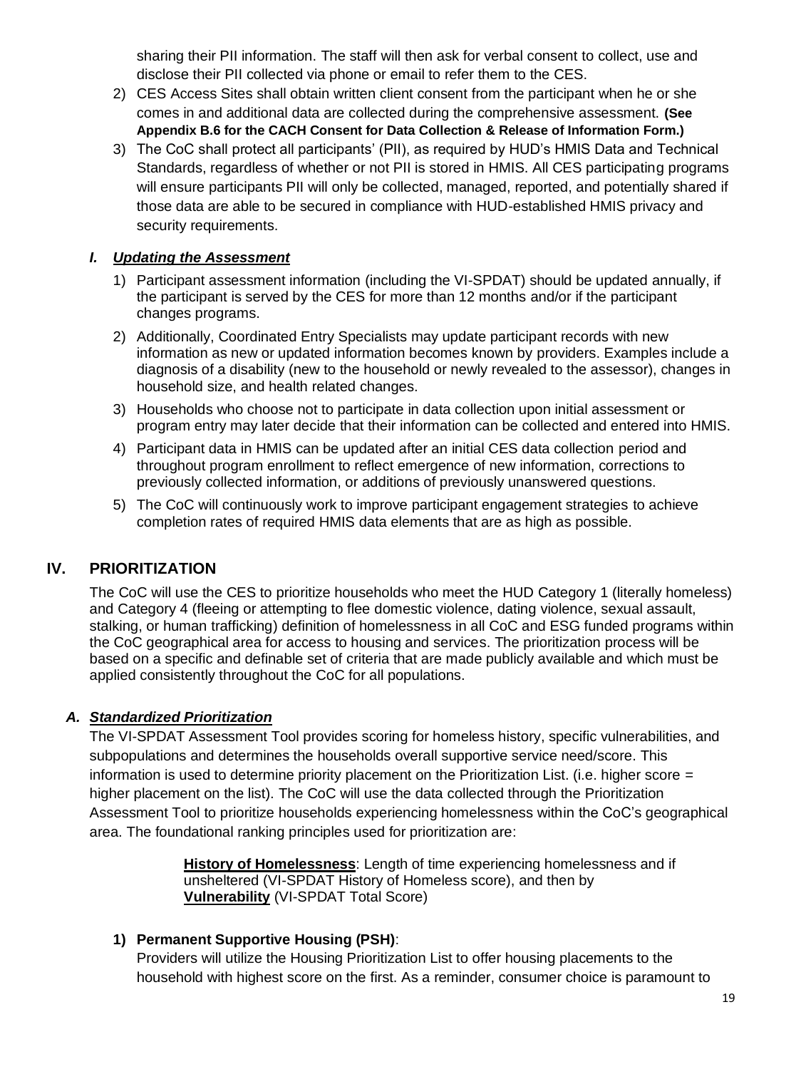sharing their PII information. The staff will then ask for verbal consent to collect, use and disclose their PII collected via phone or email to refer them to the CES.

2) CES Access Sites shall obtain written client consent from the participant when he or she comes in and additional data are collected during the comprehensive assessment. **(See Appendix B.6 for the CACH Consent for Data Collection & Release of Information Form.)**
3) The CoC shall protect all participants' (PII), as required by HUD's HMIS Data and Technical Standards, regardless of whether or not PII is stored in HMIS. All CES participating programs will ensure participants PII will only be collected, managed, reported, and potentially shared if those data are able to be secured in compliance with HUD-established HMIS privacy and security requirements.

### *I. Updating the Assessment*

1) Participant assessment information (including the VI-SPDAT) should be updated annually, if the participant is served by the CES for more than 12 months and/or if the participant changes programs.
2) Additionally, Coordinated Entry Specialists may update participant records with new information as new or updated information becomes known by providers. Examples include a diagnosis of a disability (new to the household or newly revealed to the assessor), changes in household size, and health related changes.
3) Households who choose not to participate in data collection upon initial assessment or program entry may later decide that their information can be collected and entered into HMIS.
4) Participant data in HMIS can be updated after an initial CES data collection period and throughout program enrollment to reflect emergence of new information, corrections to previously collected information, or additions of previously unanswered questions.
5) The CoC will continuously work to improve participant engagement strategies to achieve completion rates of required HMIS data elements that are as high as possible.

## IV. PRIORITIZATION

The CoC will use the CES to prioritize households who meet the HUD Category 1 (literally homeless) and Category 4 (fleeing or attempting to flee domestic violence, dating violence, sexual assault, stalking, or human trafficking) definition of homelessness in all CoC and ESG funded programs within the CoC geographical area for access to housing and services. The prioritization process will be based on a specific and definable set of criteria that are made publicly available and which must be applied consistently throughout the CoC for all populations.

### *A. Standardized Prioritization*

The VI-SPDAT Assessment Tool provides scoring for homeless history, specific vulnerabilities, and subpopulations and determines the households overall supportive service need/score. This information is used to determine priority placement on the Prioritization List. (i.e. higher score = higher placement on the list). The CoC will use the data collected through the Prioritization Assessment Tool to prioritize households experiencing homelessness within the CoC's geographical area. The foundational ranking principles used for prioritization are:

> **History of Homelessness**: Length of time experiencing homelessness and if unsheltered (VI-SPDAT History of Homeless score), and then by **Vulnerability** (VI-SPDAT Total Score)

#### 1) Permanent Supportive Housing (PSH):

Providers will utilize the Housing Prioritization List to offer housing placements to the household with highest score on the first. As a reminder, consumer choice is paramount to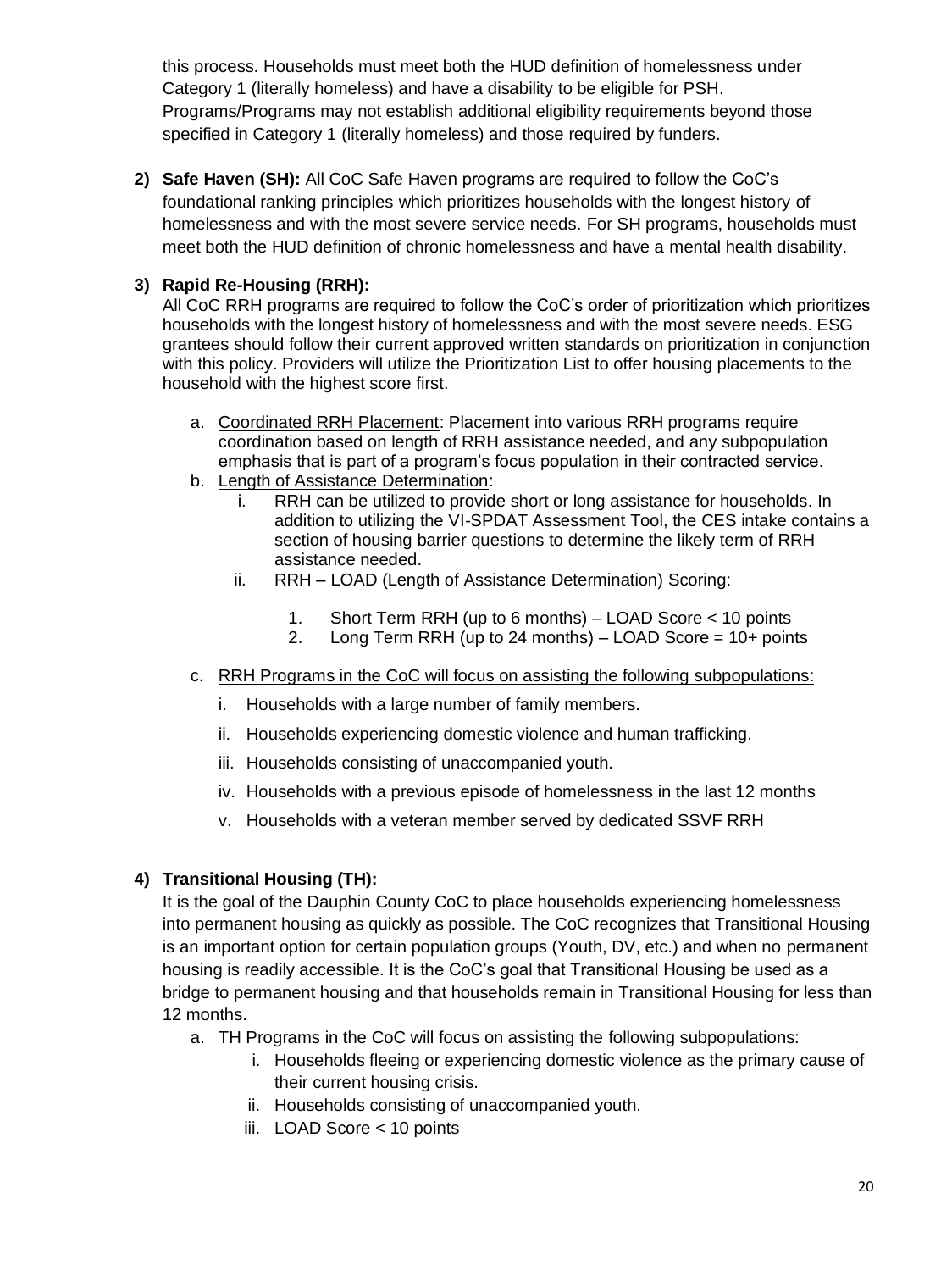this process. Households must meet both the HUD definition of homelessness under Category 1 (literally homeless) and have a disability to be eligible for PSH. Programs/Programs may not establish additional eligibility requirements beyond those specified in Category 1 (literally homeless) and those required by funders.

2) **Safe Haven (SH):** All CoC Safe Haven programs are required to follow the CoC's foundational ranking principles which prioritizes households with the longest history of homelessness and with the most severe service needs. For SH programs, households must meet both the HUD definition of chronic homelessness and have a mental health disability.

3) **Rapid Re-Housing (RRH):**
All CoC RRH programs are required to follow the CoC's order of prioritization which prioritizes households with the longest history of homelessness and with the most severe needs. ESG grantees should follow their current approved written standards on prioritization in conjunction with this policy. Providers will utilize the Prioritization List to offer housing placements to the household with the highest score first.

   a. <u>Coordinated RRH Placement</u>: Placement into various RRH programs require coordination based on length of RRH assistance needed, and any subpopulation emphasis that is part of a program's focus population in their contracted service.
   b. <u>Length of Assistance Determination</u>:
      i. RRH can be utilized to provide short or long assistance for households. In addition to utilizing the VI-SPDAT Assessment Tool, the CES intake contains a section of housing barrier questions to determine the likely term of RRH assistance needed.
      ii. RRH – LOAD (Length of Assistance Determination) Scoring:
         1. Short Term RRH (up to 6 months) – LOAD Score < 10 points
         2. Long Term RRH (up to 24 months) – LOAD Score = 10+ points
   c. <u>RRH Programs in the CoC will focus on assisting the following subpopulations:</u>
      i. Households with a large number of family members.
      ii. Households experiencing domestic violence and human trafficking.
      iii. Households consisting of unaccompanied youth.
      iv. Households with a previous episode of homelessness in the last 12 months
      v. Households with a veteran member served by dedicated SSVF RRH

4) **Transitional Housing (TH):**
It is the goal of the Dauphin County CoC to place households experiencing homelessness into permanent housing as quickly as possible. The CoC recognizes that Transitional Housing is an important option for certain population groups (Youth, DV, etc.) and when no permanent housing is readily accessible. It is the CoC's goal that Transitional Housing be used as a bridge to permanent housing and that households remain in Transitional Housing for less than 12 months.
   a. TH Programs in the CoC will focus on assisting the following subpopulations:
      i. Households fleeing or experiencing domestic violence as the primary cause of their current housing crisis.
      ii. Households consisting of unaccompanied youth.
      iii. LOAD Score < 10 points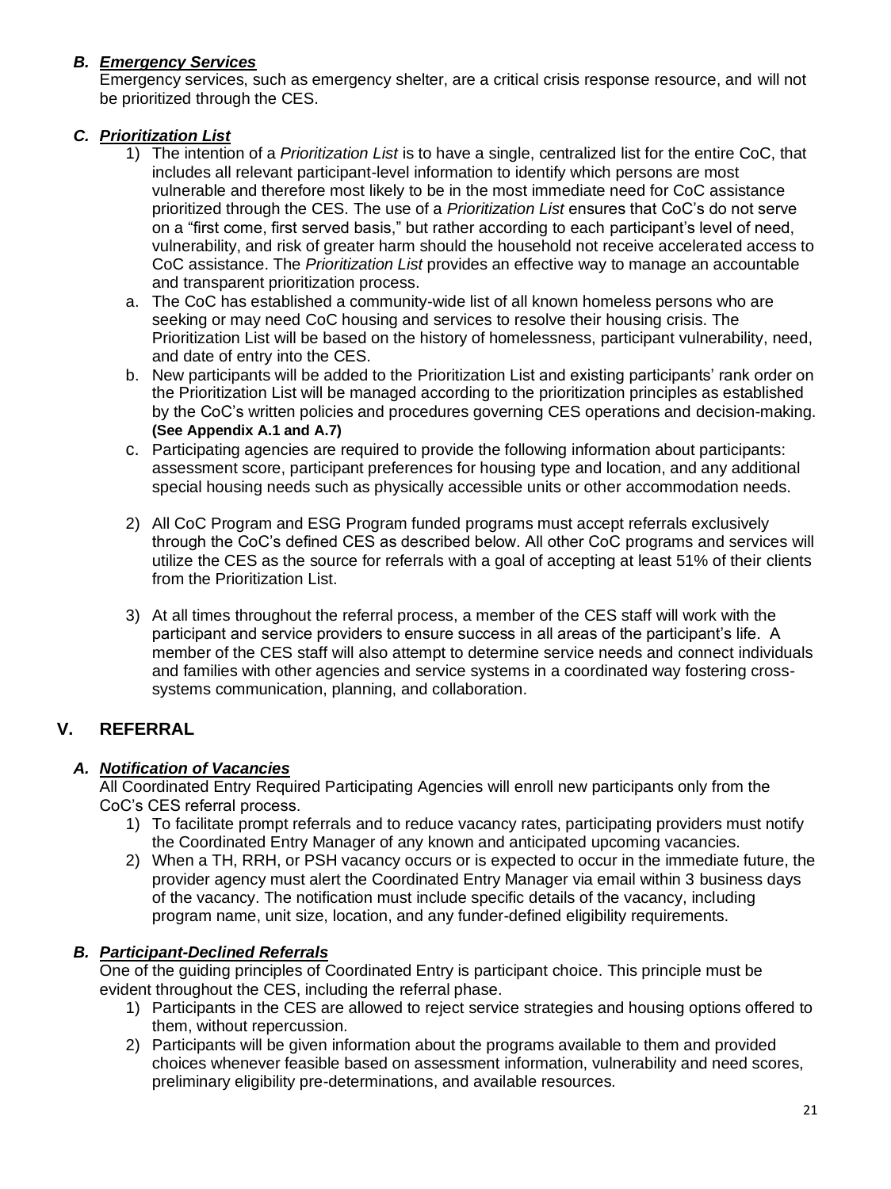### *B. Emergency Services*

Emergency services, such as emergency shelter, are a critical crisis response resource, and will not be prioritized through the CES.

### *C. Prioritization List*

1) The intention of a *Prioritization List* is to have a single, centralized list for the entire CoC, that includes all relevant participant-level information to identify which persons are most vulnerable and therefore most likely to be in the most immediate need for CoC assistance prioritized through the CES. The use of a *Prioritization List* ensures that CoC's do not serve on a "first come, first served basis," but rather according to each participant's level of need, vulnerability, and risk of greater harm should the household not receive accelerated access to CoC assistance. The *Prioritization List* provides an effective way to manage an accountable and transparent prioritization process.

   a. The CoC has established a community-wide list of all known homeless persons who are seeking or may need CoC housing and services to resolve their housing crisis. The Prioritization List will be based on the history of homelessness, participant vulnerability, need, and date of entry into the CES.

   b. New participants will be added to the Prioritization List and existing participants' rank order on the Prioritization List will be managed according to the prioritization principles as established by the CoC's written policies and procedures governing CES operations and decision-making. **(See Appendix A.1 and A.7)**

   c. Participating agencies are required to provide the following information about participants: assessment score, participant preferences for housing type and location, and any additional special housing needs such as physically accessible units or other accommodation needs.

2) All CoC Program and ESG Program funded programs must accept referrals exclusively through the CoC's defined CES as described below. All other CoC programs and services will utilize the CES as the source for referrals with a goal of accepting at least 51% of their clients from the Prioritization List.

3) At all times throughout the referral process, a member of the CES staff will work with the participant and service providers to ensure success in all areas of the participant's life. A member of the CES staff will also attempt to determine service needs and connect individuals and families with other agencies and service systems in a coordinated way fostering cross-systems communication, planning, and collaboration.

## V. REFERRAL

### *A. Notification of Vacancies*

All Coordinated Entry Required Participating Agencies will enroll new participants only from the CoC's CES referral process.

1) To facilitate prompt referrals and to reduce vacancy rates, participating providers must notify the Coordinated Entry Manager of any known and anticipated upcoming vacancies.
2) When a TH, RRH, or PSH vacancy occurs or is expected to occur in the immediate future, the provider agency must alert the Coordinated Entry Manager via email within 3 business days of the vacancy. The notification must include specific details of the vacancy, including program name, unit size, location, and any funder-defined eligibility requirements.

### *B. Participant-Declined Referrals*

One of the guiding principles of Coordinated Entry is participant choice. This principle must be evident throughout the CES, including the referral phase.

1) Participants in the CES are allowed to reject service strategies and housing options offered to them, without repercussion.
2) Participants will be given information about the programs available to them and provided choices whenever feasible based on assessment information, vulnerability and need scores, preliminary eligibility pre-determinations, and available resources.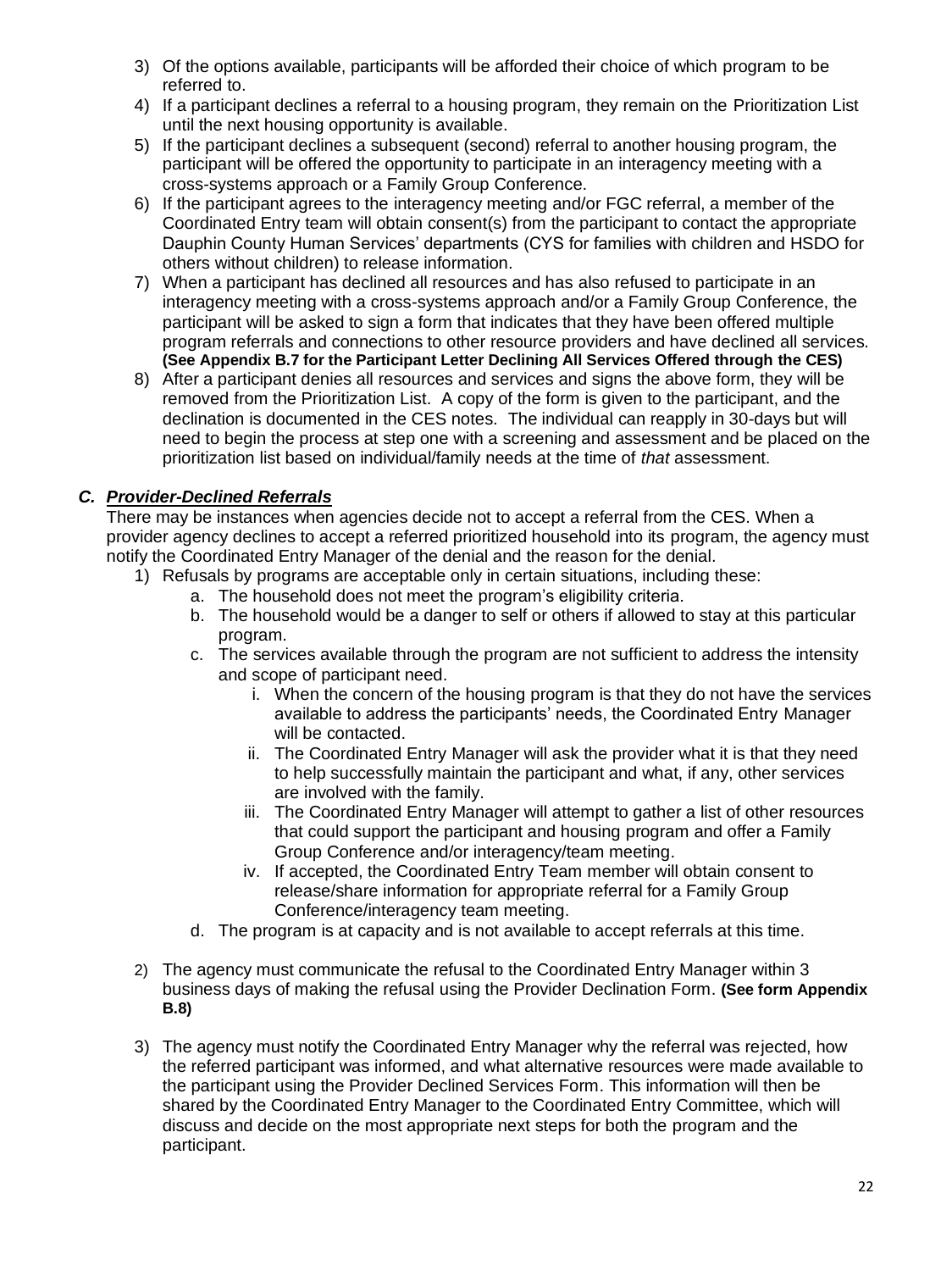3) Of the options available, participants will be afforded their choice of which program to be referred to.
4) If a participant declines a referral to a housing program, they remain on the Prioritization List until the next housing opportunity is available.
5) If the participant declines a subsequent (second) referral to another housing program, the participant will be offered the opportunity to participate in an interagency meeting with a cross-systems approach or a Family Group Conference.
6) If the participant agrees to the interagency meeting and/or FGC referral, a member of the Coordinated Entry team will obtain consent(s) from the participant to contact the appropriate Dauphin County Human Services' departments (CYS for families with children and HSDO for others without children) to release information.
7) When a participant has declined all resources and has also refused to participate in an interagency meeting with a cross-systems approach and/or a Family Group Conference, the participant will be asked to sign a form that indicates that they have been offered multiple program referrals and connections to other resource providers and have declined all services. **(See Appendix B.7 for the Participant Letter Declining All Services Offered through the CES)**
8) After a participant denies all resources and services and signs the above form, they will be removed from the Prioritization List. A copy of the form is given to the participant, and the declination is documented in the CES notes. The individual can reapply in 30-days but will need to begin the process at step one with a screening and assessment and be placed on the prioritization list based on individual/family needs at the time of *that* assessment.

### ***C. Provider-Declined Referrals***

There may be instances when agencies decide not to accept a referral from the CES. When a provider agency declines to accept a referred prioritized household into its program, the agency must notify the Coordinated Entry Manager of the denial and the reason for the denial.

1) Refusals by programs are acceptable only in certain situations, including these:
   a. The household does not meet the program's eligibility criteria.
   b. The household would be a danger to self or others if allowed to stay at this particular program.
   c. The services available through the program are not sufficient to address the intensity and scope of participant need.
      i. When the concern of the housing program is that they do not have the services available to address the participants' needs, the Coordinated Entry Manager will be contacted.
      ii. The Coordinated Entry Manager will ask the provider what it is that they need to help successfully maintain the participant and what, if any, other services are involved with the family.
      iii. The Coordinated Entry Manager will attempt to gather a list of other resources that could support the participant and housing program and offer a Family Group Conference and/or interagency/team meeting.
      iv. If accepted, the Coordinated Entry Team member will obtain consent to release/share information for appropriate referral for a Family Group Conference/interagency team meeting.
   d. The program is at capacity and is not available to accept referrals at this time.

2) The agency must communicate the refusal to the Coordinated Entry Manager within 3 business days of making the refusal using the Provider Declination Form. **(See form Appendix B.8)**

3) The agency must notify the Coordinated Entry Manager why the referral was rejected, how the referred participant was informed, and what alternative resources were made available to the participant using the Provider Declined Services Form. This information will then be shared by the Coordinated Entry Manager to the Coordinated Entry Committee, which will discuss and decide on the most appropriate next steps for both the program and the participant.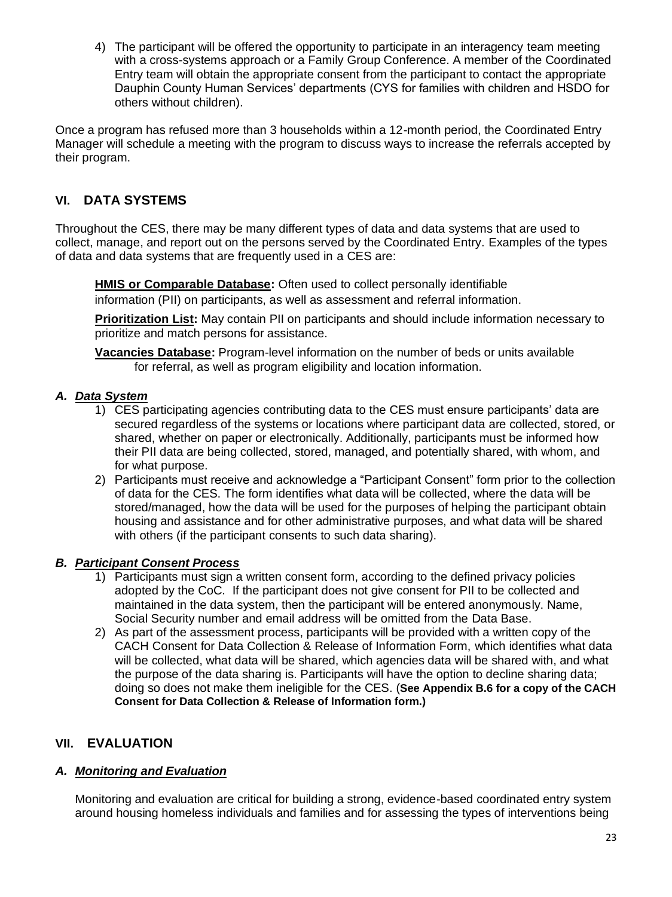4) The participant will be offered the opportunity to participate in an interagency team meeting with a cross-systems approach or a Family Group Conference. A member of the Coordinated Entry team will obtain the appropriate consent from the participant to contact the appropriate Dauphin County Human Services' departments (CYS for families with children and HSDO for others without children).

Once a program has refused more than 3 households within a 12-month period, the Coordinated Entry Manager will schedule a meeting with the program to discuss ways to increase the referrals accepted by their program.

## VI. DATA SYSTEMS

Throughout the CES, there may be many different types of data and data systems that are used to collect, manage, and report out on the persons served by the Coordinated Entry. Examples of the types of data and data systems that are frequently used in a CES are:

**HMIS or Comparable Database:** Often used to collect personally identifiable information (PII) on participants, as well as assessment and referral information.

**Prioritization List:** May contain PII on participants and should include information necessary to prioritize and match persons for assistance.

**Vacancies Database:** Program-level information on the number of beds or units available for referral, as well as program eligibility and location information.

### *A. Data System*

1) CES participating agencies contributing data to the CES must ensure participants' data are secured regardless of the systems or locations where participant data are collected, stored, or shared, whether on paper or electronically. Additionally, participants must be informed how their PII data are being collected, stored, managed, and potentially shared, with whom, and for what purpose.
2) Participants must receive and acknowledge a "Participant Consent" form prior to the collection of data for the CES. The form identifies what data will be collected, where the data will be stored/managed, how the data will be used for the purposes of helping the participant obtain housing and assistance and for other administrative purposes, and what data will be shared with others (if the participant consents to such data sharing).

### *B. Participant Consent Process*

1) Participants must sign a written consent form, according to the defined privacy policies adopted by the CoC. If the participant does not give consent for PII to be collected and maintained in the data system, then the participant will be entered anonymously. Name, Social Security number and email address will be omitted from the Data Base.
2) As part of the assessment process, participants will be provided with a written copy of the CACH Consent for Data Collection & Release of Information Form, which identifies what data will be collected, what data will be shared, which agencies data will be shared with, and what the purpose of the data sharing is. Participants will have the option to decline sharing data; doing so does not make them ineligible for the CES. (**See Appendix B.6 for a copy of the CACH Consent for Data Collection & Release of Information form.)**

## VII. EVALUATION

### *A. Monitoring and Evaluation*

Monitoring and evaluation are critical for building a strong, evidence-based coordinated entry system around housing homeless individuals and families and for assessing the types of interventions being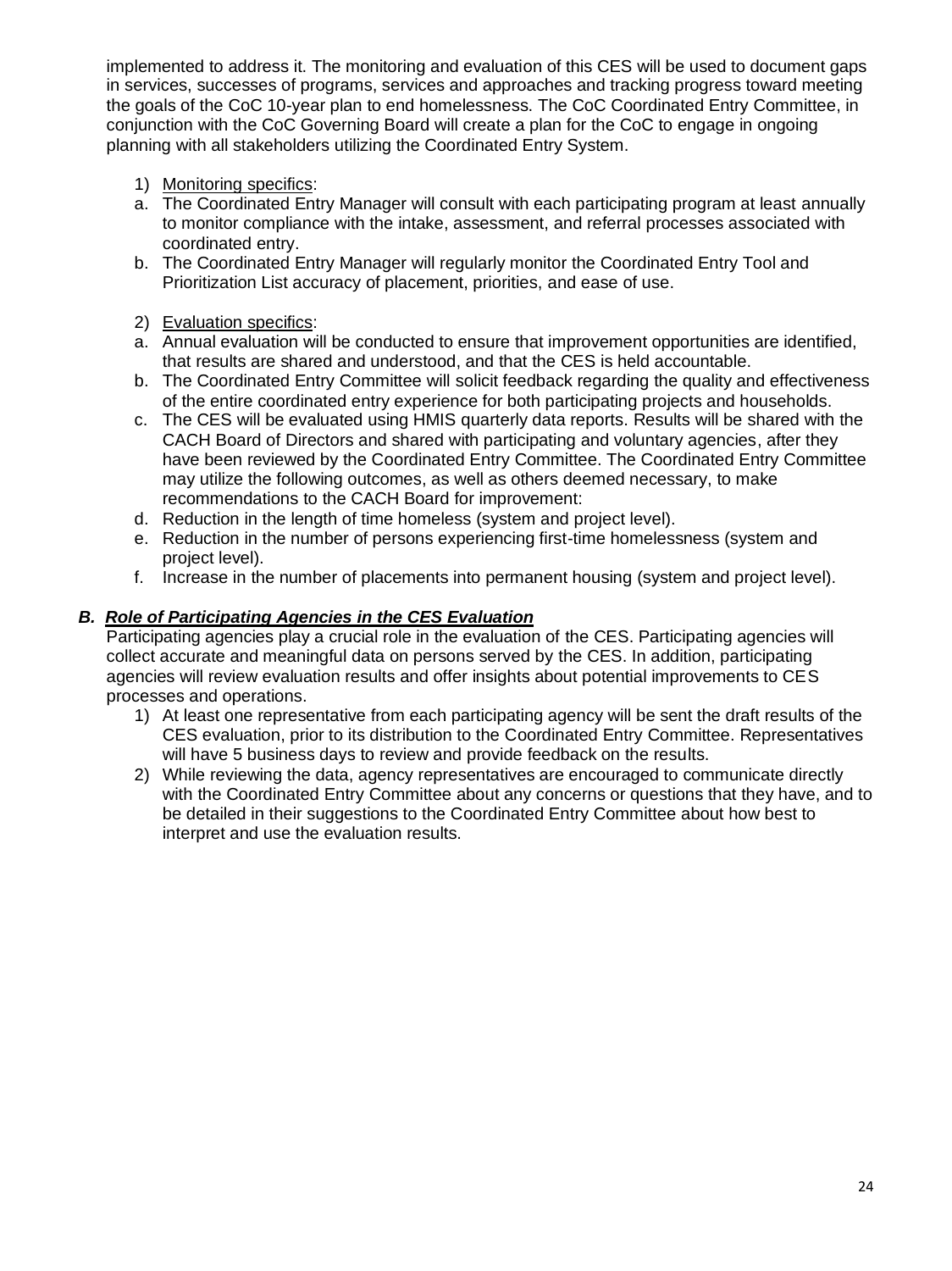implemented to address it. The monitoring and evaluation of this CES will be used to document gaps in services, successes of programs, services and approaches and tracking progress toward meeting the goals of the CoC 10-year plan to end homelessness. The CoC Coordinated Entry Committee, in conjunction with the CoC Governing Board will create a plan for the CoC to engage in ongoing planning with all stakeholders utilizing the Coordinated Entry System.

1) <u>Monitoring specifics</u>:

a. The Coordinated Entry Manager will consult with each participating program at least annually to monitor compliance with the intake, assessment, and referral processes associated with coordinated entry.

b. The Coordinated Entry Manager will regularly monitor the Coordinated Entry Tool and Prioritization List accuracy of placement, priorities, and ease of use.

2) <u>Evaluation specifics</u>:

a. Annual evaluation will be conducted to ensure that improvement opportunities are identified, that results are shared and understood, and that the CES is held accountable.

b. The Coordinated Entry Committee will solicit feedback regarding the quality and effectiveness of the entire coordinated entry experience for both participating projects and households.

c. The CES will be evaluated using HMIS quarterly data reports. Results will be shared with the CACH Board of Directors and shared with participating and voluntary agencies, after they have been reviewed by the Coordinated Entry Committee. The Coordinated Entry Committee may utilize the following outcomes, as well as others deemed necessary, to make recommendations to the CACH Board for improvement:

d. Reduction in the length of time homeless (system and project level).

e. Reduction in the number of persons experiencing first-time homelessness (system and project level).

f. Increase in the number of placements into permanent housing (system and project level).

### ***B. <u>Role of Participating Agencies in the CES Evaluation</u>***

Participating agencies play a crucial role in the evaluation of the CES. Participating agencies will collect accurate and meaningful data on persons served by the CES. In addition, participating agencies will review evaluation results and offer insights about potential improvements to CES processes and operations.

1) At least one representative from each participating agency will be sent the draft results of the CES evaluation, prior to its distribution to the Coordinated Entry Committee. Representatives will have 5 business days to review and provide feedback on the results.
2) While reviewing the data, agency representatives are encouraged to communicate directly with the Coordinated Entry Committee about any concerns or questions that they have, and to be detailed in their suggestions to the Coordinated Entry Committee about how best to interpret and use the evaluation results.